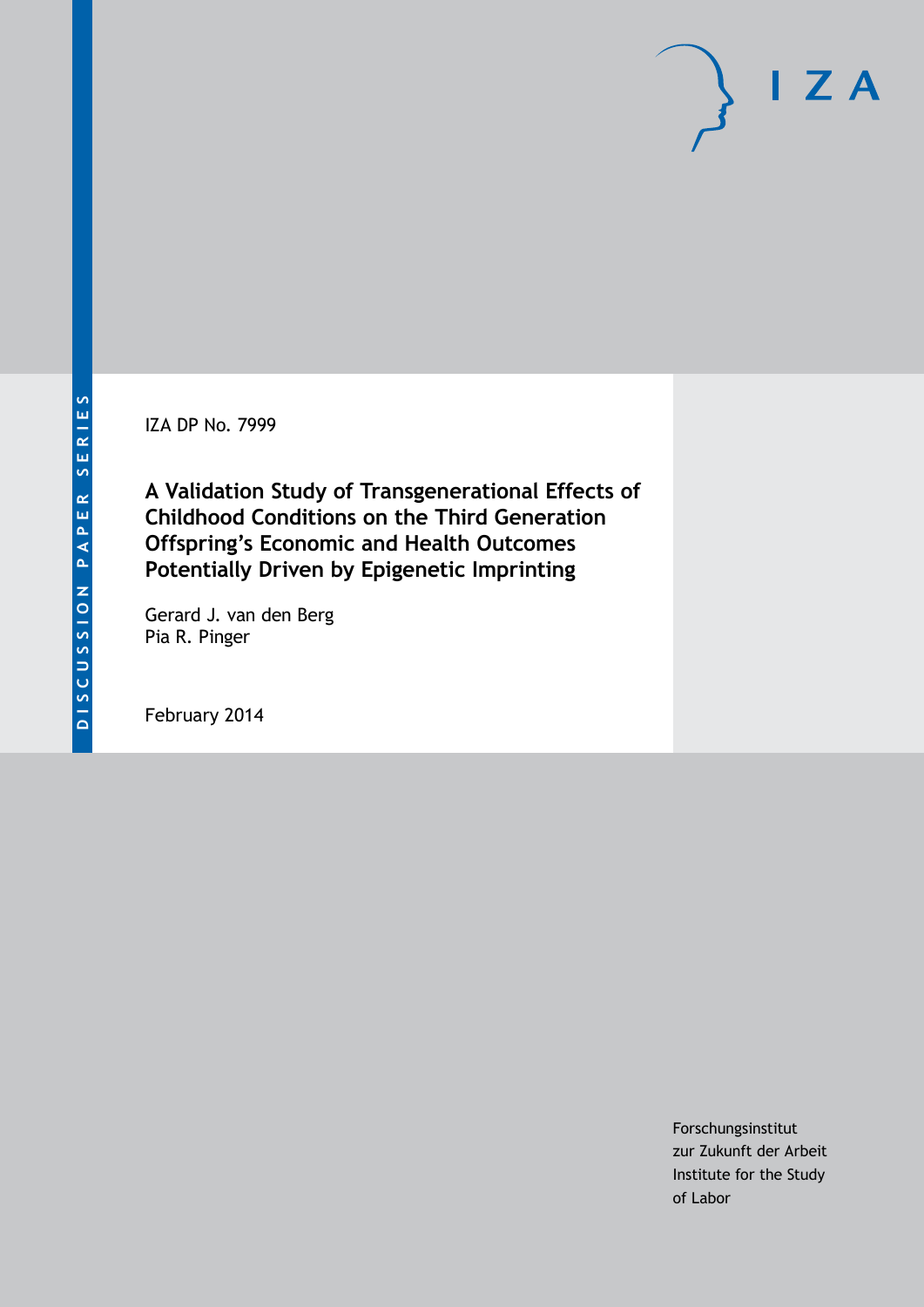IZA DP No. 7999

# A Validation Study of Transgenerational Effects of Childhood Conditions on the Third Generation Offspring's Economic and Health Outcomes Potentially Driven by Epigenetic Imprinting

Gerard J. van den Berg
Pia R. Pinger

February 2014

Forschungsinstitut
zur Zukunft der Arbeit
Institute for the Study
of Labor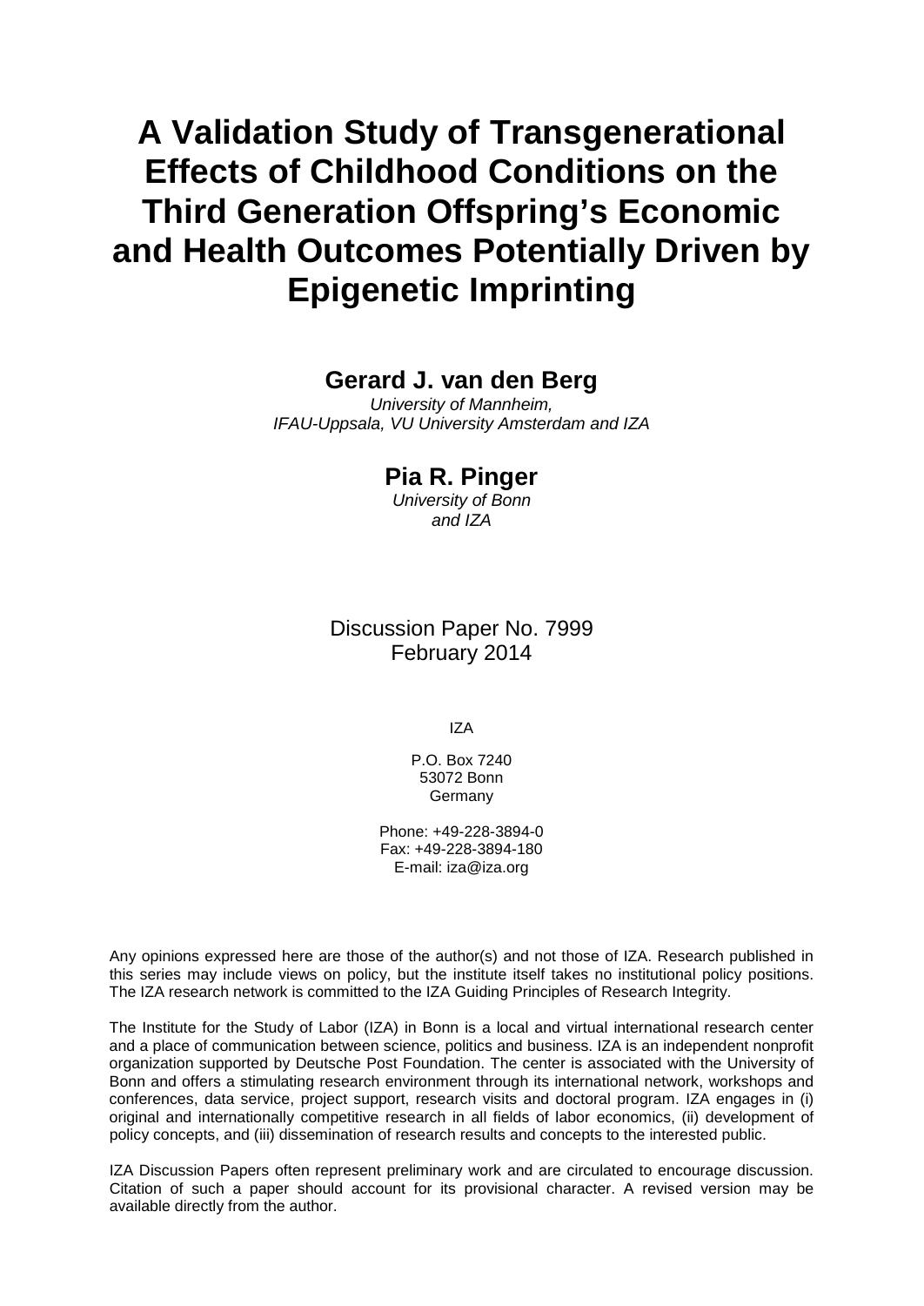# A Validation Study of Transgenerational Effects of Childhood Conditions on the Third Generation Offspring's Economic and Health Outcomes Potentially Driven by Epigenetic Imprinting

**Gerard J. van den Berg**

*University of Mannheim, IFAU-Uppsala, VU University Amsterdam and IZA*

**Pia R. Pinger**

*University of Bonn and IZA*

Discussion Paper No. 7999
February 2014

IZA

P.O. Box 7240
53072 Bonn
Germany

Phone: +49-228-3894-0
Fax: +49-228-3894-180
E-mail: iza@iza.org

Any opinions expressed here are those of the author(s) and not those of IZA. Research published in this series may include views on policy, but the institute itself takes no institutional policy positions. The IZA research network is committed to the IZA Guiding Principles of Research Integrity.

The Institute for the Study of Labor (IZA) in Bonn is a local and virtual international research center and a place of communication between science, politics and business. IZA is an independent nonprofit organization supported by Deutsche Post Foundation. The center is associated with the University of Bonn and offers a stimulating research environment through its international network, workshops and conferences, data service, project support, research visits and doctoral program. IZA engages in (i) original and internationally competitive research in all fields of labor economics, (ii) development of policy concepts, and (iii) dissemination of research results and concepts to the interested public.

IZA Discussion Papers often represent preliminary work and are circulated to encourage discussion. Citation of such a paper should account for its provisional character. A revised version may be available directly from the author.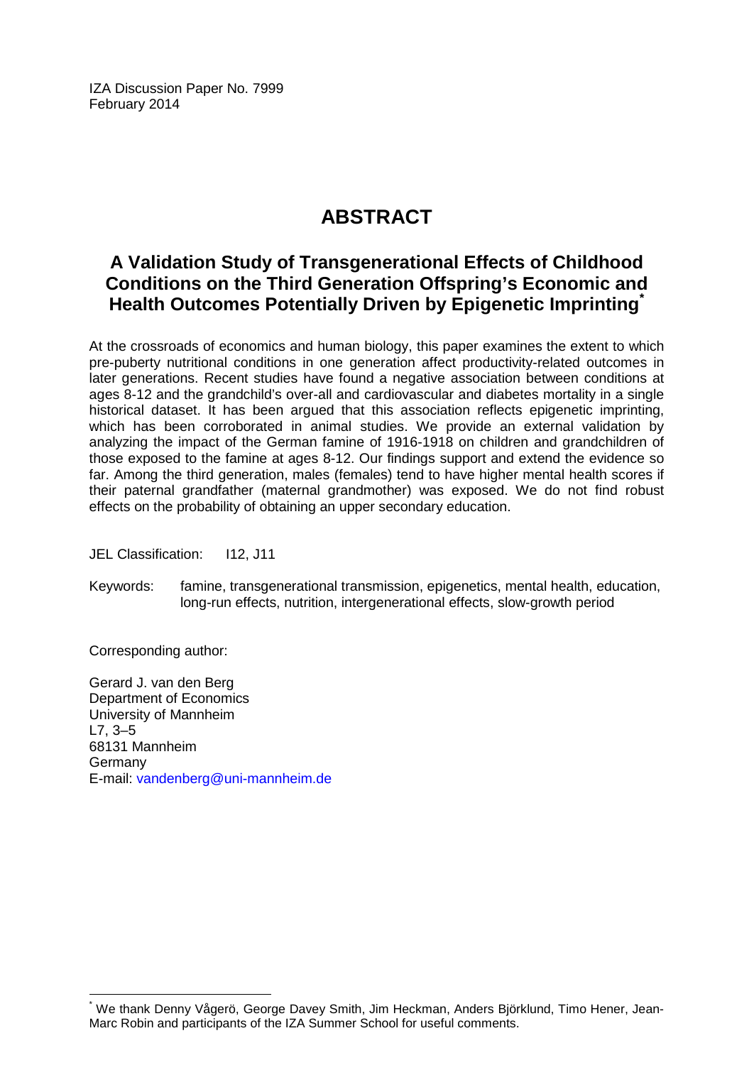IZA Discussion Paper No. 7999
February 2014

# ABSTRACT

## A Validation Study of Transgenerational Effects of Childhood Conditions on the Third Generation Offspring's Economic and Health Outcomes Potentially Driven by Epigenetic Imprinting[*]

At the crossroads of economics and human biology, this paper examines the extent to which pre-puberty nutritional conditions in one generation affect productivity-related outcomes in later generations. Recent studies have found a negative association between conditions at ages 8-12 and the grandchild's over-all and cardiovascular and diabetes mortality in a single historical dataset. It has been argued that this association reflects epigenetic imprinting, which has been corroborated in animal studies. We provide an external validation by analyzing the impact of the German famine of 1916-1918 on children and grandchildren of those exposed to the famine at ages 8-12. Our findings support and extend the evidence so far. Among the third generation, males (females) tend to have higher mental health scores if their paternal grandfather (maternal grandmother) was exposed. We do not find robust effects on the probability of obtaining an upper secondary education.

JEL Classification: I12, J11

Keywords: famine, transgenerational transmission, epigenetics, mental health, education, long-run effects, nutrition, intergenerational effects, slow-growth period

Corresponding author:

Gerard J. van den Berg
Department of Economics
University of Mannheim
L7, 3–5
68131 Mannheim
Germany
E-mail: vandenberg@uni-mannheim.de

[*] We thank Denny Vågerö, George Davey Smith, Jim Heckman, Anders Björklund, Timo Hener, Jean-Marc Robin and participants of the IZA Summer School for useful comments.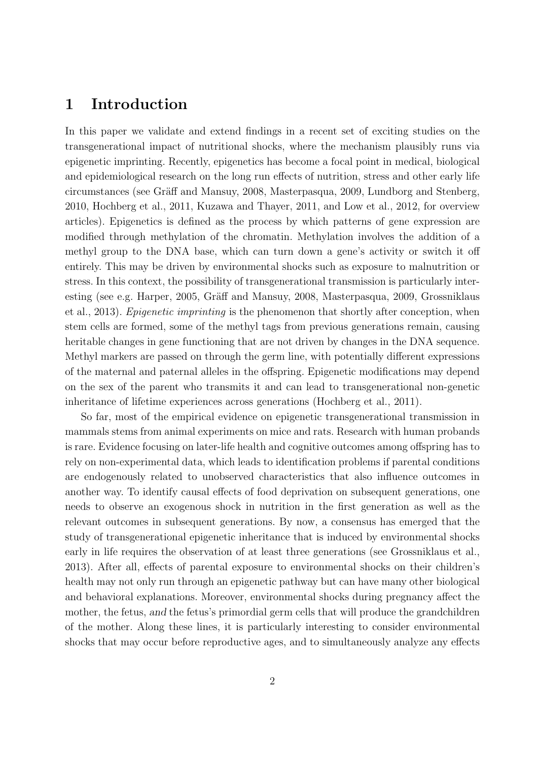# 1 Introduction

In this paper we validate and extend findings in a recent set of exciting studies on the transgenerational impact of nutritional shocks, where the mechanism plausibly runs via epigenetic imprinting. Recently, epigenetics has become a focal point in medical, biological and epidemiological research on the long run effects of nutrition, stress and other early life circumstances (see Gräff and Mansuy, 2008, Masterpasqua, 2009, Lundborg and Stenberg, 2010, Hochberg et al., 2011, Kuzawa and Thayer, 2011, and Low et al., 2012, for overview articles). Epigenetics is defined as the process by which patterns of gene expression are modified through methylation of the chromatin. Methylation involves the addition of a methyl group to the DNA base, which can turn down a gene's activity or switch it off entirely. This may be driven by environmental shocks such as exposure to malnutrition or stress. In this context, the possibility of transgenerational transmission is particularly interesting (see e.g. Harper, 2005, Gräff and Mansuy, 2008, Masterpasqua, 2009, Grossniklaus et al., 2013). *Epigenetic imprinting* is the phenomenon that shortly after conception, when stem cells are formed, some of the methyl tags from previous generations remain, causing heritable changes in gene functioning that are not driven by changes in the DNA sequence. Methyl markers are passed on through the germ line, with potentially different expressions of the maternal and paternal alleles in the offspring. Epigenetic modifications may depend on the sex of the parent who transmits it and can lead to transgenerational non-genetic inheritance of lifetime experiences across generations (Hochberg et al., 2011).

So far, most of the empirical evidence on epigenetic transgenerational transmission in mammals stems from animal experiments on mice and rats. Research with human probands is rare. Evidence focusing on later-life health and cognitive outcomes among offspring has to rely on non-experimental data, which leads to identification problems if parental conditions are endogenously related to unobserved characteristics that also influence outcomes in another way. To identify causal effects of food deprivation on subsequent generations, one needs to observe an exogenous shock in nutrition in the first generation as well as the relevant outcomes in subsequent generations. By now, a consensus has emerged that the study of transgenerational epigenetic inheritance that is induced by environmental shocks early in life requires the observation of at least three generations (see Grossniklaus et al., 2013). After all, effects of parental exposure to environmental shocks on their children's health may not only run through an epigenetic pathway but can have many other biological and behavioral explanations. Moreover, environmental shocks during pregnancy affect the mother, the fetus, *and* the fetus's primordial germ cells that will produce the grandchildren of the mother. Along these lines, it is particularly interesting to consider environmental shocks that may occur before reproductive ages, and to simultaneously analyze any effects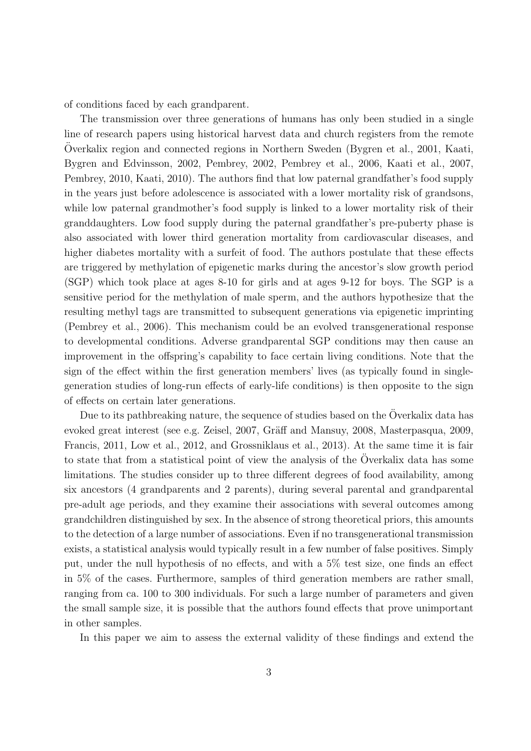of conditions faced by each grandparent.

The transmission over three generations of humans has only been studied in a single line of research papers using historical harvest data and church registers from the remote Överkalix region and connected regions in Northern Sweden (Bygren et al., 2001, Kaati, Bygren and Edvinsson, 2002, Pembrey, 2002, Pembrey et al., 2006, Kaati et al., 2007, Pembrey, 2010, Kaati, 2010). The authors find that low paternal grandfather's food supply in the years just before adolescence is associated with a lower mortality risk of grandsons, while low paternal grandmother's food supply is linked to a lower mortality risk of their granddaughters. Low food supply during the paternal grandfather's pre-puberty phase is also associated with lower third generation mortality from cardiovascular diseases, and higher diabetes mortality with a surfeit of food. The authors postulate that these effects are triggered by methylation of epigenetic marks during the ancestor's slow growth period (SGP) which took place at ages 8-10 for girls and at ages 9-12 for boys. The SGP is a sensitive period for the methylation of male sperm, and the authors hypothesize that the resulting methyl tags are transmitted to subsequent generations via epigenetic imprinting (Pembrey et al., 2006). This mechanism could be an evolved transgenerational response to developmental conditions. Adverse grandparental SGP conditions may then cause an improvement in the offspring's capability to face certain living conditions. Note that the sign of the effect within the first generation members' lives (as typically found in single-generation studies of long-run effects of early-life conditions) is then opposite to the sign of effects on certain later generations.

Due to its pathbreaking nature, the sequence of studies based on the Överkalix data has evoked great interest (see e.g. Zeisel, 2007, Gräff and Mansuy, 2008, Masterpasqua, 2009, Francis, 2011, Low et al., 2012, and Grossniklaus et al., 2013). At the same time it is fair to state that from a statistical point of view the analysis of the Överkalix data has some limitations. The studies consider up to three different degrees of food availability, among six ancestors (4 grandparents and 2 parents), during several parental and grandparental pre-adult age periods, and they examine their associations with several outcomes among grandchildren distinguished by sex. In the absence of strong theoretical priors, this amounts to the detection of a large number of associations. Even if no transgenerational transmission exists, a statistical analysis would typically result in a few number of false positives. Simply put, under the null hypothesis of no effects, and with a 5% test size, one finds an effect in 5% of the cases. Furthermore, samples of third generation members are rather small, ranging from ca. 100 to 300 individuals. For such a large number of parameters and given the small sample size, it is possible that the authors found effects that prove unimportant in other samples.

In this paper we aim to assess the external validity of these findings and extend the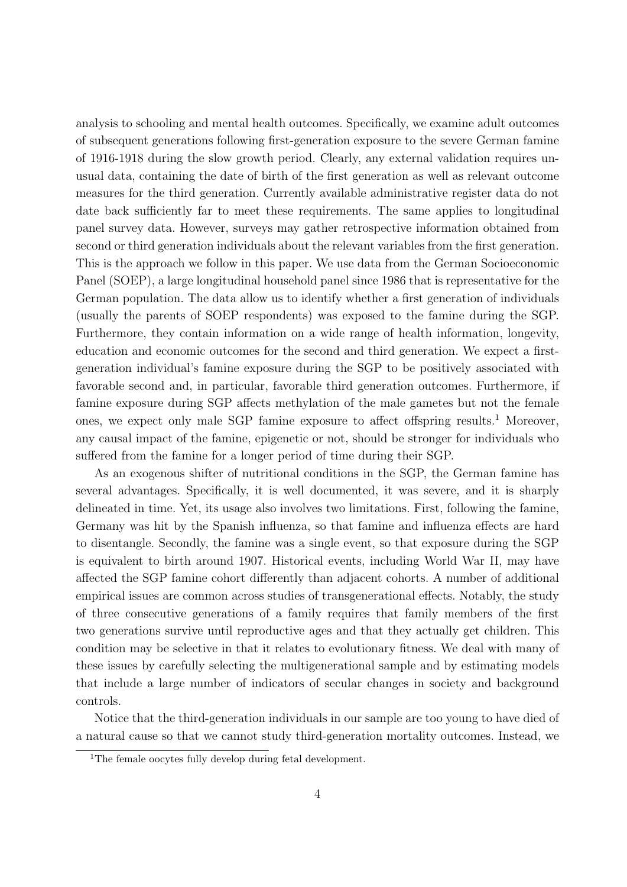analysis to schooling and mental health outcomes. Specifically, we examine adult outcomes of subsequent generations following first-generation exposure to the severe German famine of 1916-1918 during the slow growth period. Clearly, any external validation requires unusual data, containing the date of birth of the first generation as well as relevant outcome measures for the third generation. Currently available administrative register data do not date back sufficiently far to meet these requirements. The same applies to longitudinal panel survey data. However, surveys may gather retrospective information obtained from second or third generation individuals about the relevant variables from the first generation. This is the approach we follow in this paper. We use data from the German Socioeconomic Panel (SOEP), a large longitudinal household panel since 1986 that is representative for the German population. The data allow us to identify whether a first generation of individuals (usually the parents of SOEP respondents) was exposed to the famine during the SGP. Furthermore, they contain information on a wide range of health information, longevity, education and economic outcomes for the second and third generation. We expect a first-generation individual's famine exposure during the SGP to be positively associated with favorable second and, in particular, favorable third generation outcomes. Furthermore, if famine exposure during SGP affects methylation of the male gametes but not the female ones, we expect only male SGP famine exposure to affect offspring results.[1] Moreover, any causal impact of the famine, epigenetic or not, should be stronger for individuals who suffered from the famine for a longer period of time during their SGP.

As an exogenous shifter of nutritional conditions in the SGP, the German famine has several advantages. Specifically, it is well documented, it was severe, and it is sharply delineated in time. Yet, its usage also involves two limitations. First, following the famine, Germany was hit by the Spanish influenza, so that famine and influenza effects are hard to disentangle. Secondly, the famine was a single event, so that exposure during the SGP is equivalent to birth around 1907. Historical events, including World War II, may have affected the SGP famine cohort differently than adjacent cohorts. A number of additional empirical issues are common across studies of transgenerational effects. Notably, the study of three consecutive generations of a family requires that family members of the first two generations survive until reproductive ages and that they actually get children. This condition may be selective in that it relates to evolutionary fitness. We deal with many of these issues by carefully selecting the multigenerational sample and by estimating models that include a large number of indicators of secular changes in society and background controls.

Notice that the third-generation individuals in our sample are too young to have died of a natural cause so that we cannot study third-generation mortality outcomes. Instead, we

[1] The female oocytes fully develop during fetal development.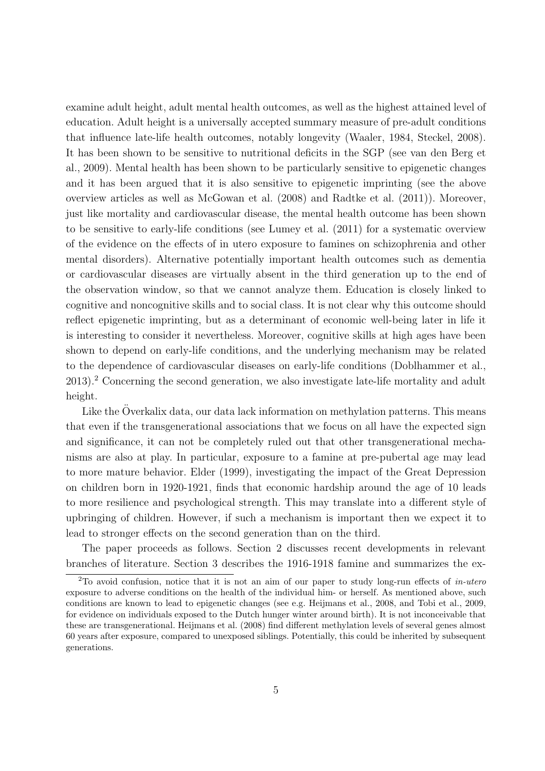examine adult height, adult mental health outcomes, as well as the highest attained level of education. Adult height is a universally accepted summary measure of pre-adult conditions that influence late-life health outcomes, notably longevity (Waaler, 1984, Steckel, 2008). It has been shown to be sensitive to nutritional deficits in the SGP (see van den Berg et al., 2009). Mental health has been shown to be particularly sensitive to epigenetic changes and it has been argued that it is also sensitive to epigenetic imprinting (see the above overview articles as well as McGowan et al. (2008) and Radtke et al. (2011)). Moreover, just like mortality and cardiovascular disease, the mental health outcome has been shown to be sensitive to early-life conditions (see Lumey et al. (2011) for a systematic overview of the evidence on the effects of in utero exposure to famines on schizophrenia and other mental disorders). Alternative potentially important health outcomes such as dementia or cardiovascular diseases are virtually absent in the third generation up to the end of the observation window, so that we cannot analyze them. Education is closely linked to cognitive and noncognitive skills and to social class. It is not clear why this outcome should reflect epigenetic imprinting, but as a determinant of economic well-being later in life it is interesting to consider it nevertheless. Moreover, cognitive skills at high ages have been shown to depend on early-life conditions, and the underlying mechanism may be related to the dependence of cardiovascular diseases on early-life conditions (Doblhammer et al., 2013).[2] Concerning the second generation, we also investigate late-life mortality and adult height.

Like the Överkalix data, our data lack information on methylation patterns. This means that even if the transgenerational associations that we focus on all have the expected sign and significance, it can not be completely ruled out that other transgenerational mechanisms are also at play. In particular, exposure to a famine at pre-pubertal age may lead to more mature behavior. Elder (1999), investigating the impact of the Great Depression on children born in 1920-1921, finds that economic hardship around the age of 10 leads to more resilience and psychological strength. This may translate into a different style of upbringing of children. However, if such a mechanism is important then we expect it to lead to stronger effects on the second generation than on the third.

The paper proceeds as follows. Section 2 discusses recent developments in relevant branches of literature. Section 3 describes the 1916-1918 famine and summarizes the ex-

[2] To avoid confusion, notice that it is not an aim of our paper to study long-run effects of *in-utero* exposure to adverse conditions on the health of the individual him- or herself. As mentioned above, such conditions are known to lead to epigenetic changes (see e.g. Heijmans et al., 2008, and Tobi et al., 2009, for evidence on individuals exposed to the Dutch hunger winter around birth). It is not inconceivable that these are transgenerational. Heijmans et al. (2008) find different methylation levels of several genes almost 60 years after exposure, compared to unexposed siblings. Potentially, this could be inherited by subsequent generations.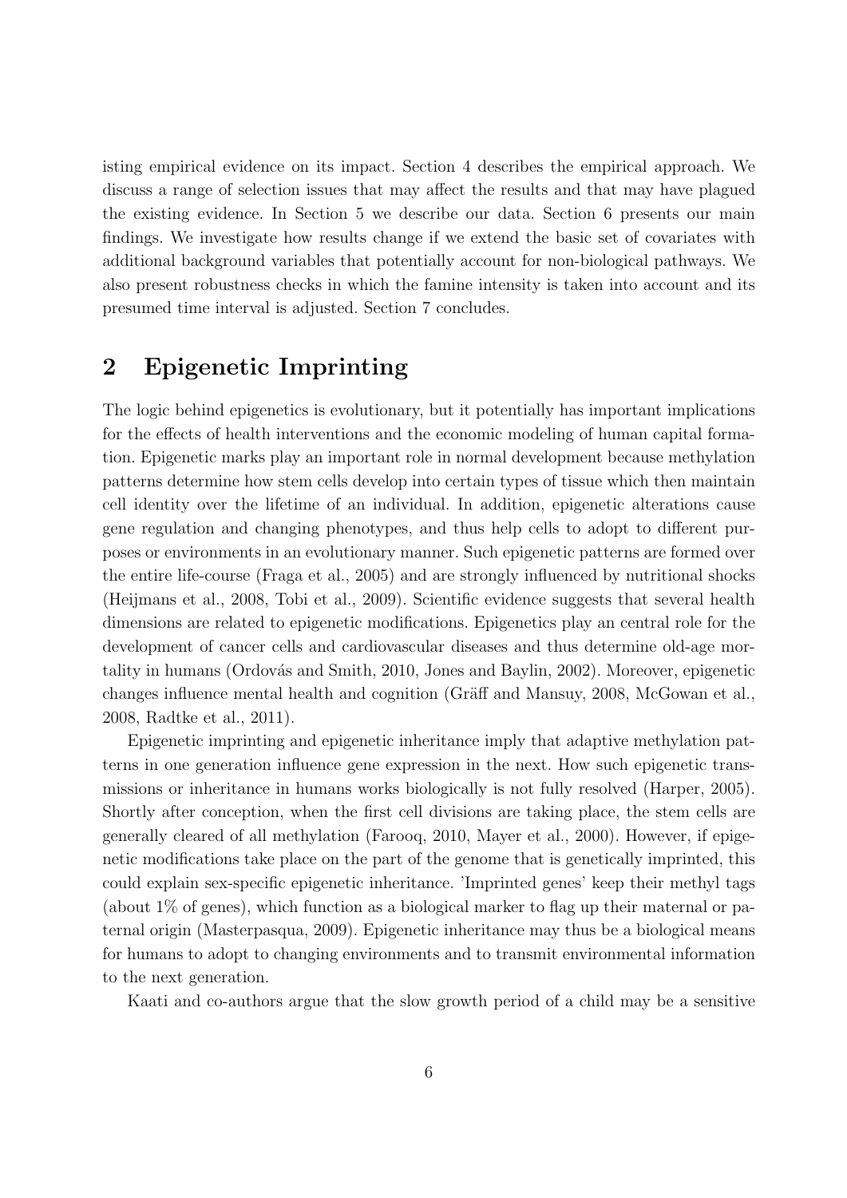isting empirical evidence on its impact. Section 4 describes the empirical approach. We discuss a range of selection issues that may affect the results and that may have plagued the existing evidence. In Section 5 we describe our data. Section 6 presents our main findings. We investigate how results change if we extend the basic set of covariates with additional background variables that potentially account for non-biological pathways. We also present robustness checks in which the famine intensity is taken into account and its presumed time interval is adjusted. Section 7 concludes.

## 2 Epigenetic Imprinting

The logic behind epigenetics is evolutionary, but it potentially has important implications for the effects of health interventions and the economic modeling of human capital formation. Epigenetic marks play an important role in normal development because methylation patterns determine how stem cells develop into certain types of tissue which then maintain cell identity over the lifetime of an individual. In addition, epigenetic alterations cause gene regulation and changing phenotypes, and thus help cells to adopt to different purposes or environments in an evolutionary manner. Such epigenetic patterns are formed over the entire life-course (Fraga et al., 2005) and are strongly influenced by nutritional shocks (Heijmans et al., 2008, Tobi et al., 2009). Scientific evidence suggests that several health dimensions are related to epigenetic modifications. Epigenetics play an central role for the development of cancer cells and cardiovascular diseases and thus determine old-age mortality in humans (Ordovás and Smith, 2010, Jones and Baylin, 2002). Moreover, epigenetic changes influence mental health and cognition (Gräff and Mansuy, 2008, McGowan et al., 2008, Radtke et al., 2011).

Epigenetic imprinting and epigenetic inheritance imply that adaptive methylation patterns in one generation influence gene expression in the next. How such epigenetic transmissions or inheritance in humans works biologically is not fully resolved (Harper, 2005). Shortly after conception, when the first cell divisions are taking place, the stem cells are generally cleared of all methylation (Farooq, 2010, Mayer et al., 2000). However, if epigenetic modifications take place on the part of the genome that is genetically imprinted, this could explain sex-specific epigenetic inheritance. 'Imprinted genes' keep their methyl tags (about 1% of genes), which function as a biological marker to flag up their maternal or paternal origin (Masterpasqua, 2009). Epigenetic inheritance may thus be a biological means for humans to adopt to changing environments and to transmit environmental information to the next generation.

Kaati and co-authors argue that the slow growth period of a child may be a sensitive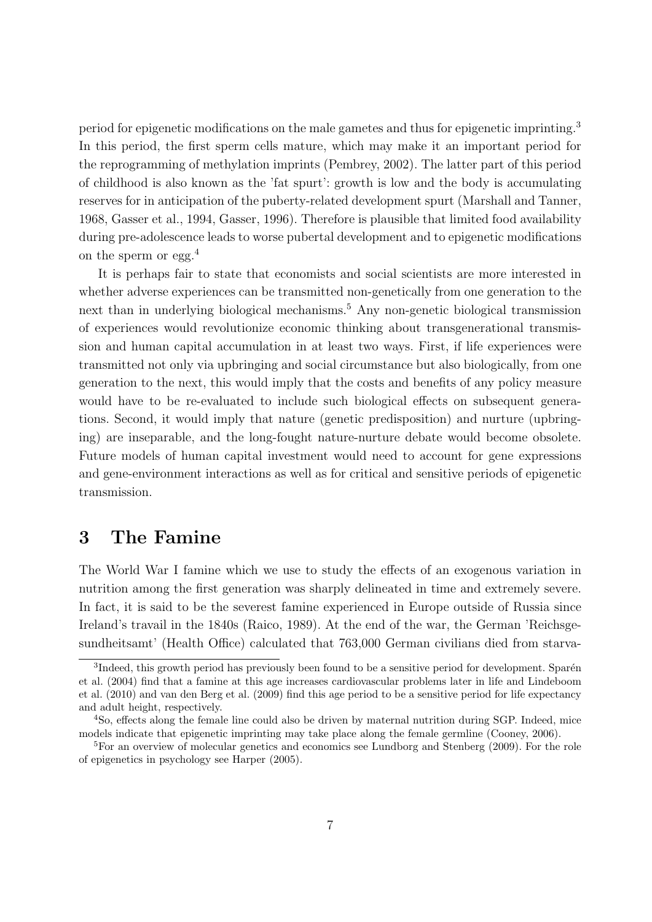period for epigenetic modifications on the male gametes and thus for epigenetic imprinting.[3] In this period, the first sperm cells mature, which may make it an important period for the reprogramming of methylation imprints (Pembrey, 2002). The latter part of this period of childhood is also known as the 'fat spurt': growth is low and the body is accumulating reserves for in anticipation of the puberty-related development spurt (Marshall and Tanner, 1968, Gasser et al., 1994, Gasser, 1996). Therefore is plausible that limited food availability during pre-adolescence leads to worse pubertal development and to epigenetic modifications on the sperm or egg.[4]

It is perhaps fair to state that economists and social scientists are more interested in whether adverse experiences can be transmitted non-genetically from one generation to the next than in underlying biological mechanisms.[5] Any non-genetic biological transmission of experiences would revolutionize economic thinking about transgenerational transmission and human capital accumulation in at least two ways. First, if life experiences were transmitted not only via upbringing and social circumstance but also biologically, from one generation to the next, this would imply that the costs and benefits of any policy measure would have to be re-evaluated to include such biological effects on subsequent generations. Second, it would imply that nature (genetic predisposition) and nurture (upbringing) are inseparable, and the long-fought nature-nurture debate would become obsolete. Future models of human capital investment would need to account for gene expressions and gene-environment interactions as well as for critical and sensitive periods of epigenetic transmission.

# 3 The Famine

The World War I famine which we use to study the effects of an exogenous variation in nutrition among the first generation was sharply delineated in time and extremely severe. In fact, it is said to be the severest famine experienced in Europe outside of Russia since Ireland's travail in the 1840s (Raico, 1989). At the end of the war, the German 'Reichsgesundheitsamt' (Health Office) calculated that 763,000 German civilians died from starva-

[3] Indeed, this growth period has previously been found to be a sensitive period for development. Sparén et al. (2004) find that a famine at this age increases cardiovascular problems later in life and Lindeboom et al. (2010) and van den Berg et al. (2009) find this age period to be a sensitive period for life expectancy and adult height, respectively.

[4] So, effects along the female line could also be driven by maternal nutrition during SGP. Indeed, mice models indicate that epigenetic imprinting may take place along the female germline (Cooney, 2006).

[5] For an overview of molecular genetics and economics see Lundborg and Stenberg (2009). For the role of epigenetics in psychology see Harper (2005).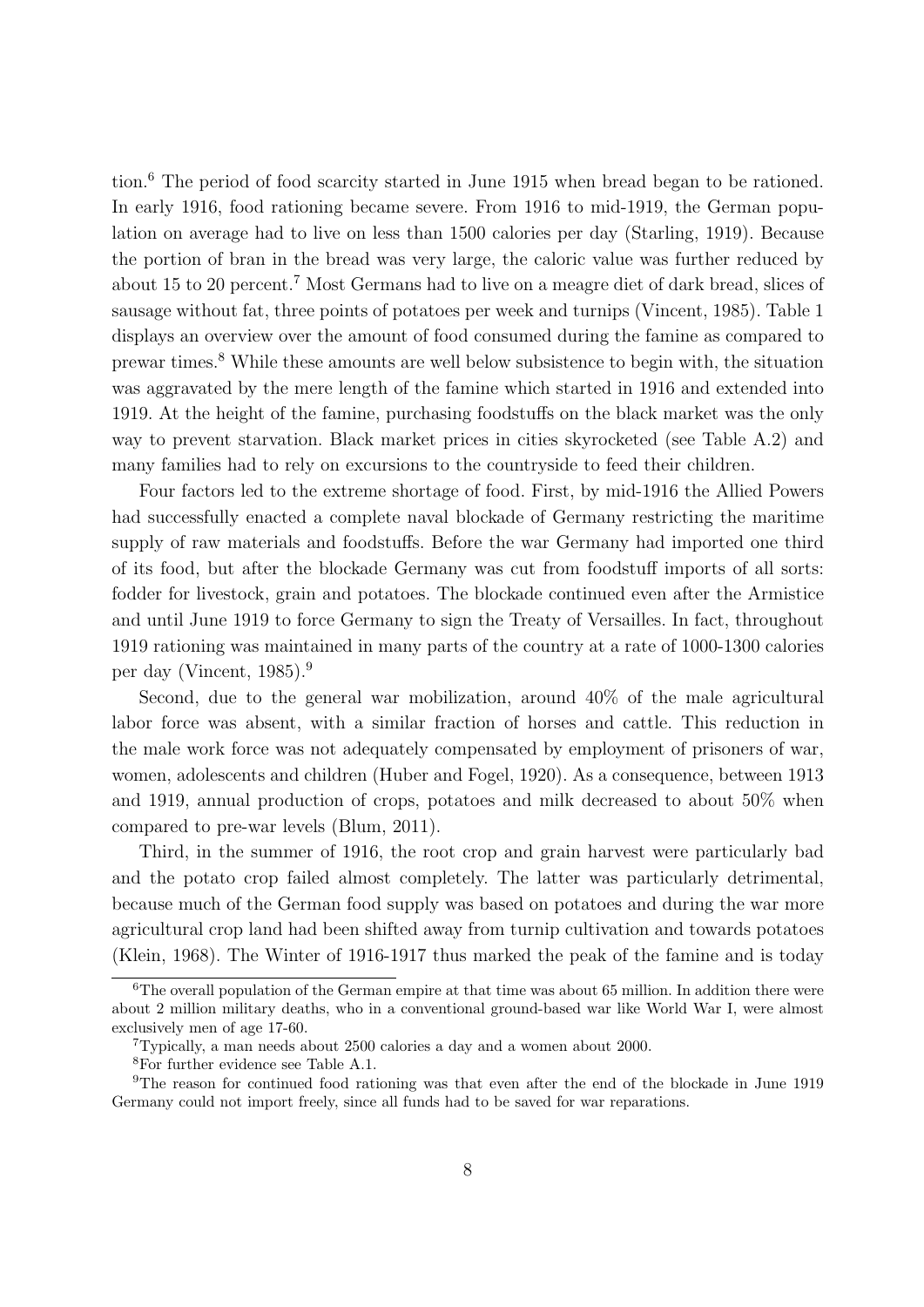tion.[6] The period of food scarcity started in June 1915 when bread began to be rationed. In early 1916, food rationing became severe. From 1916 to mid-1919, the German population on average had to live on less than 1500 calories per day (Starling, 1919). Because the portion of bran in the bread was very large, the caloric value was further reduced by about 15 to 20 percent.[7] Most Germans had to live on a meagre diet of dark bread, slices of sausage without fat, three points of potatoes per week and turnips (Vincent, 1985). Table 1 displays an overview over the amount of food consumed during the famine as compared to prewar times.[8] While these amounts are well below subsistence to begin with, the situation was aggravated by the mere length of the famine which started in 1916 and extended into 1919. At the height of the famine, purchasing foodstuffs on the black market was the only way to prevent starvation. Black market prices in cities skyrocketed (see Table A.2) and many families had to rely on excursions to the countryside to feed their children.

Four factors led to the extreme shortage of food. First, by mid-1916 the Allied Powers had successfully enacted a complete naval blockade of Germany restricting the maritime supply of raw materials and foodstuffs. Before the war Germany had imported one third of its food, but after the blockade Germany was cut from foodstuff imports of all sorts: fodder for livestock, grain and potatoes. The blockade continued even after the Armistice and until June 1919 to force Germany to sign the Treaty of Versailles. In fact, throughout 1919 rationing was maintained in many parts of the country at a rate of 1000-1300 calories per day (Vincent, 1985).[9]

Second, due to the general war mobilization, around 40% of the male agricultural labor force was absent, with a similar fraction of horses and cattle. This reduction in the male work force was not adequately compensated by employment of prisoners of war, women, adolescents and children (Huber and Fogel, 1920). As a consequence, between 1913 and 1919, annual production of crops, potatoes and milk decreased to about 50% when compared to pre-war levels (Blum, 2011).

Third, in the summer of 1916, the root crop and grain harvest were particularly bad and the potato crop failed almost completely. The latter was particularly detrimental, because much of the German food supply was based on potatoes and during the war more agricultural crop land had been shifted away from turnip cultivation and towards potatoes (Klein, 1968). The Winter of 1916-1917 thus marked the peak of the famine and is today

[6] The overall population of the German empire at that time was about 65 million. In addition there were about 2 million military deaths, who in a conventional ground-based war like World War I, were almost exclusively men of age 17-60.

[7] Typically, a man needs about 2500 calories a day and a women about 2000.

[8] For further evidence see Table A.1.

[9] The reason for continued food rationing was that even after the end of the blockade in June 1919 Germany could not import freely, since all funds had to be saved for war reparations.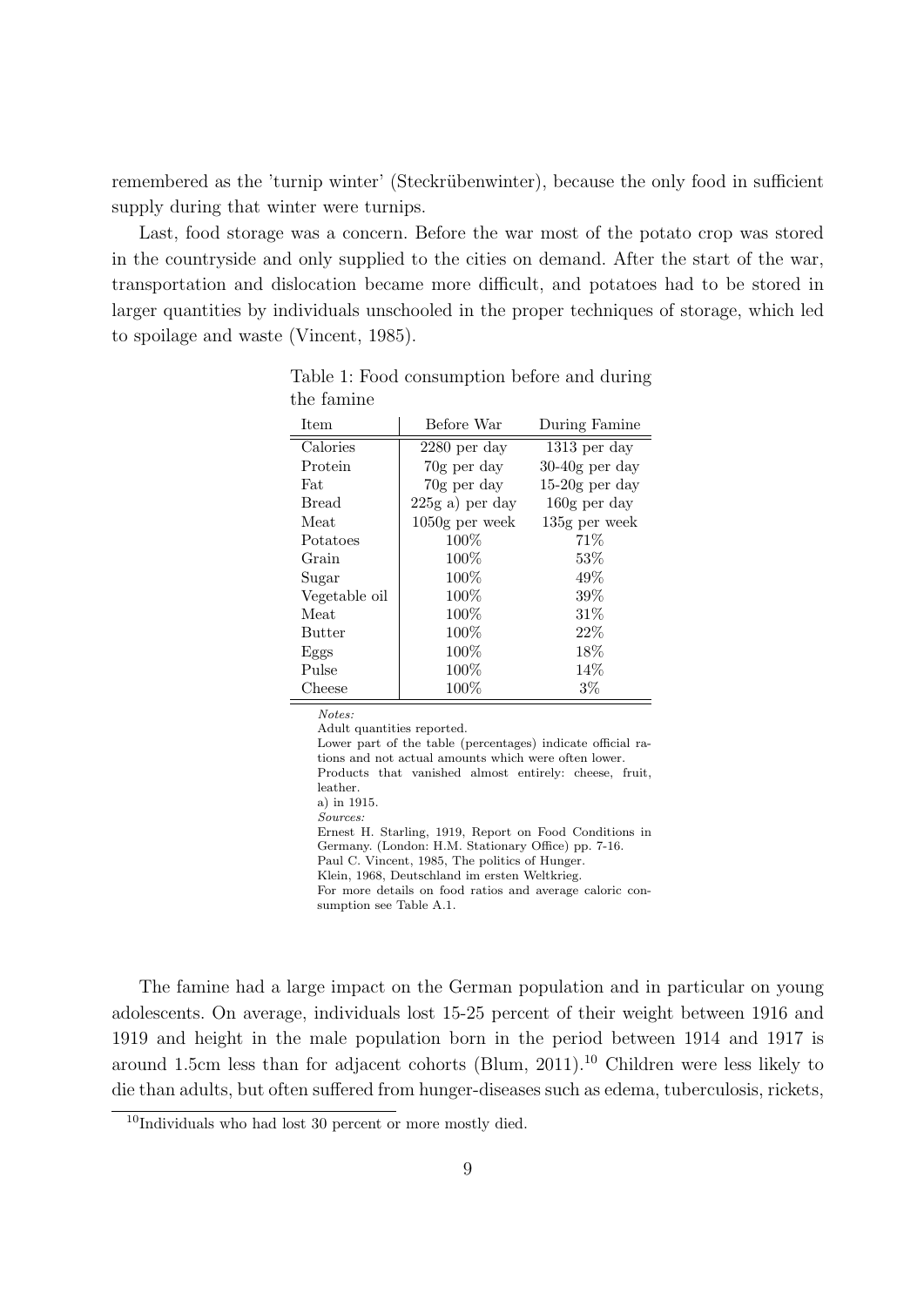remembered as the 'turnip winter' (Steckrübenwinter), because the only food in sufficient supply during that winter were turnips.

Last, food storage was a concern. Before the war most of the potato crop was stored in the countryside and only supplied to the cities on demand. After the start of the war, transportation and dislocation became more difficult, and potatoes had to be stored in larger quantities by individuals unschooled in the proper techniques of storage, which led to spoilage and waste (Vincent, 1985).

Table 1: Food consumption before and during the famine

| Item | Before War | During Famine |
|---|---|---|
| Calories | 2280 per day | 1313 per day |
| Protein | 70g per day | 30-40g per day |
| Fat | 70g per day | 15-20g per day |
| Bread | 225g a) per day | 160g per day |
| Meat | 1050g per week | 135g per week |
| Potatoes | 100% | 71% |
| Grain | 100% | 53% |
| Sugar | 100% | 49% |
| Vegetable oil | 100% | 39% |
| Meat | 100% | 31% |
| Butter | 100% | 22% |
| Eggs | 100% | 18% |
| Pulse | 100% | 14% |
| Cheese | 100% | 3% |

*Notes:*
Adult quantities reported.
Lower part of the table (percentages) indicate official rations and not actual amounts which were often lower.
Products that vanished almost entirely: cheese, fruit, leather.
a) in 1915.
*Sources:*
Ernest H. Starling, 1919, Report on Food Conditions in Germany. (London: H.M. Stationary Office) pp. 7-16.
Paul C. Vincent, 1985, The politics of Hunger.
Klein, 1968, Deutschland im ersten Weltkrieg.
For more details on food ratios and average caloric consumption see Table A.1.

The famine had a large impact on the German population and in particular on young adolescents. On average, individuals lost 15-25 percent of their weight between 1916 and 1919 and height in the male population born in the period between 1914 and 1917 is around 1.5cm less than for adjacent cohorts (Blum, 2011).[10] Children were less likely to die than adults, but often suffered from hunger-diseases such as edema, tuberculosis, rickets,

[10] Individuals who had lost 30 percent or more mostly died.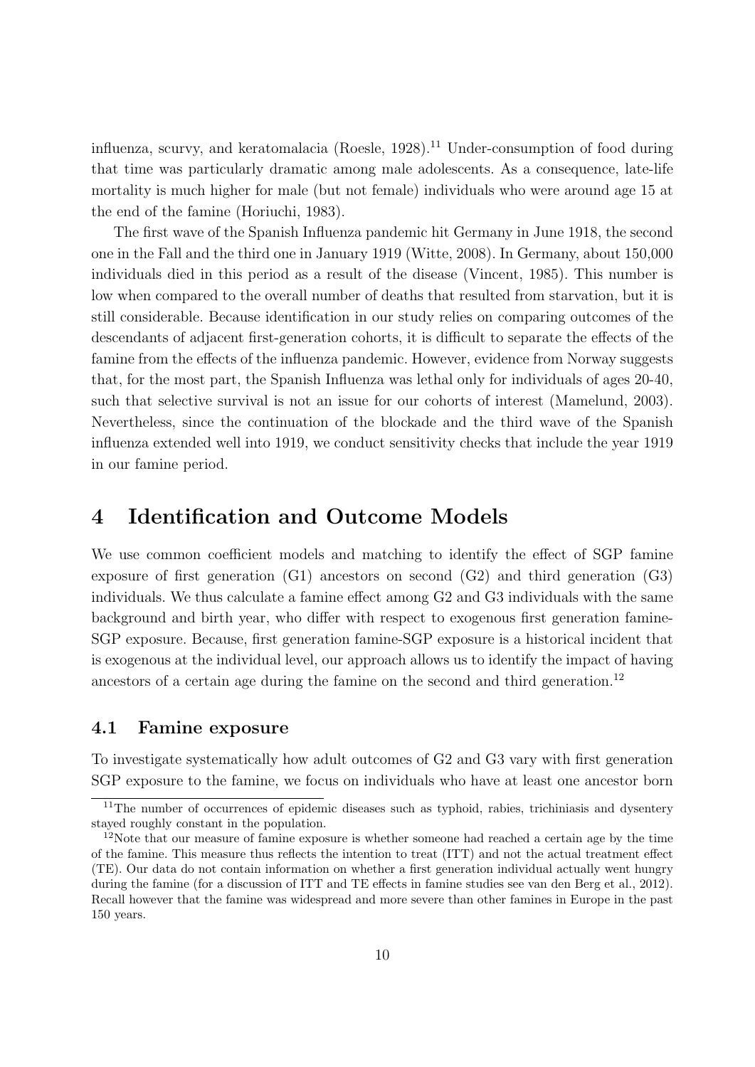influenza, scurvy, and keratomalacia (Roesle, 1928).[11] Under-consumption of food during that time was particularly dramatic among male adolescents. As a consequence, late-life mortality is much higher for male (but not female) individuals who were around age 15 at the end of the famine (Horiuchi, 1983).

The first wave of the Spanish Influenza pandemic hit Germany in June 1918, the second one in the Fall and the third one in January 1919 (Witte, 2008). In Germany, about 150,000 individuals died in this period as a result of the disease (Vincent, 1985). This number is low when compared to the overall number of deaths that resulted from starvation, but it is still considerable. Because identification in our study relies on comparing outcomes of the descendants of adjacent first-generation cohorts, it is difficult to separate the effects of the famine from the effects of the influenza pandemic. However, evidence from Norway suggests that, for the most part, the Spanish Influenza was lethal only for individuals of ages 20-40, such that selective survival is not an issue for our cohorts of interest (Mamelund, 2003). Nevertheless, since the continuation of the blockade and the third wave of the Spanish influenza extended well into 1919, we conduct sensitivity checks that include the year 1919 in our famine period.

# 4 Identification and Outcome Models

We use common coefficient models and matching to identify the effect of SGP famine exposure of first generation (G1) ancestors on second (G2) and third generation (G3) individuals. We thus calculate a famine effect among G2 and G3 individuals with the same background and birth year, who differ with respect to exogenous first generation famine-SGP exposure. Because, first generation famine-SGP exposure is a historical incident that is exogenous at the individual level, our approach allows us to identify the impact of having ancestors of a certain age during the famine on the second and third generation.[12]

## 4.1 Famine exposure

To investigate systematically how adult outcomes of G2 and G3 vary with first generation SGP exposure to the famine, we focus on individuals who have at least one ancestor born

[11] The number of occurrences of epidemic diseases such as typhoid, rabies, trichiniasis and dysentery stayed roughly constant in the population.

[12] Note that our measure of famine exposure is whether someone had reached a certain age by the time of the famine. This measure thus reflects the intention to treat (ITT) and not the actual treatment effect (TE). Our data do not contain information on whether a first generation individual actually went hungry during the famine (for a discussion of ITT and TE effects in famine studies see van den Berg et al., 2012). Recall however that the famine was widespread and more severe than other famines in Europe in the past 150 years.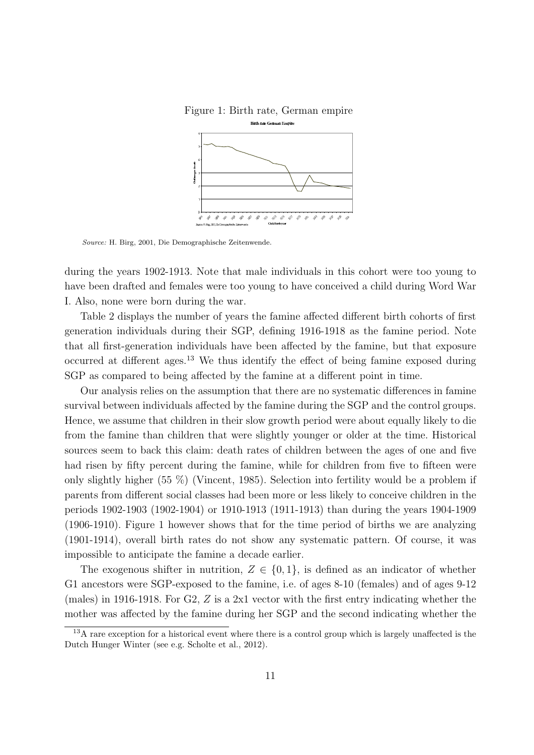Figure 1: Birth rate, German empire

*Source:* H. Birg, 2001, Die Demographische Zeitenwende.

during the years 1902-1913. Note that male individuals in this cohort were too young to have been drafted and females were too young to have conceived a child during Word War I. Also, none were born during the war.

Table 2 displays the number of years the famine affected different birth cohorts of first generation individuals during their SGP, defining 1916-1918 as the famine period. Note that all first-generation individuals have been affected by the famine, but that exposure occurred at different ages.[13] We thus identify the effect of being famine exposed during SGP as compared to being affected by the famine at a different point in time.

Our analysis relies on the assumption that there are no systematic differences in famine survival between individuals affected by the famine during the SGP and the control groups. Hence, we assume that children in their slow growth period were about equally likely to die from the famine than children that were slightly younger or older at the time. Historical sources seem to back this claim: death rates of children between the ages of one and five had risen by fifty percent during the famine, while for children from five to fifteen were only slightly higher (55 %) (Vincent, 1985). Selection into fertility would be a problem if parents from different social classes had been more or less likely to conceive children in the periods 1902-1903 (1902-1904) or 1910-1913 (1911-1913) than during the years 1904-1909 (1906-1910). Figure 1 however shows that for the time period of births we are analyzing (1901-1914), overall birth rates do not show any systematic pattern. Of course, it was impossible to anticipate the famine a decade earlier.

The exogenous shifter in nutrition, $Z \in \{0, 1\}$, is defined as an indicator of whether G1 ancestors were SGP-exposed to the famine, i.e. of ages 8-10 (females) and of ages 9-12 (males) in 1916-1918. For G2, $Z$ is a 2x1 vector with the first entry indicating whether the mother was affected by the famine during her SGP and the second indicating whether the

[13] A rare exception for a historical event where there is a control group which is largely unaffected is the Dutch Hunger Winter (see e.g. Scholte et al., 2012).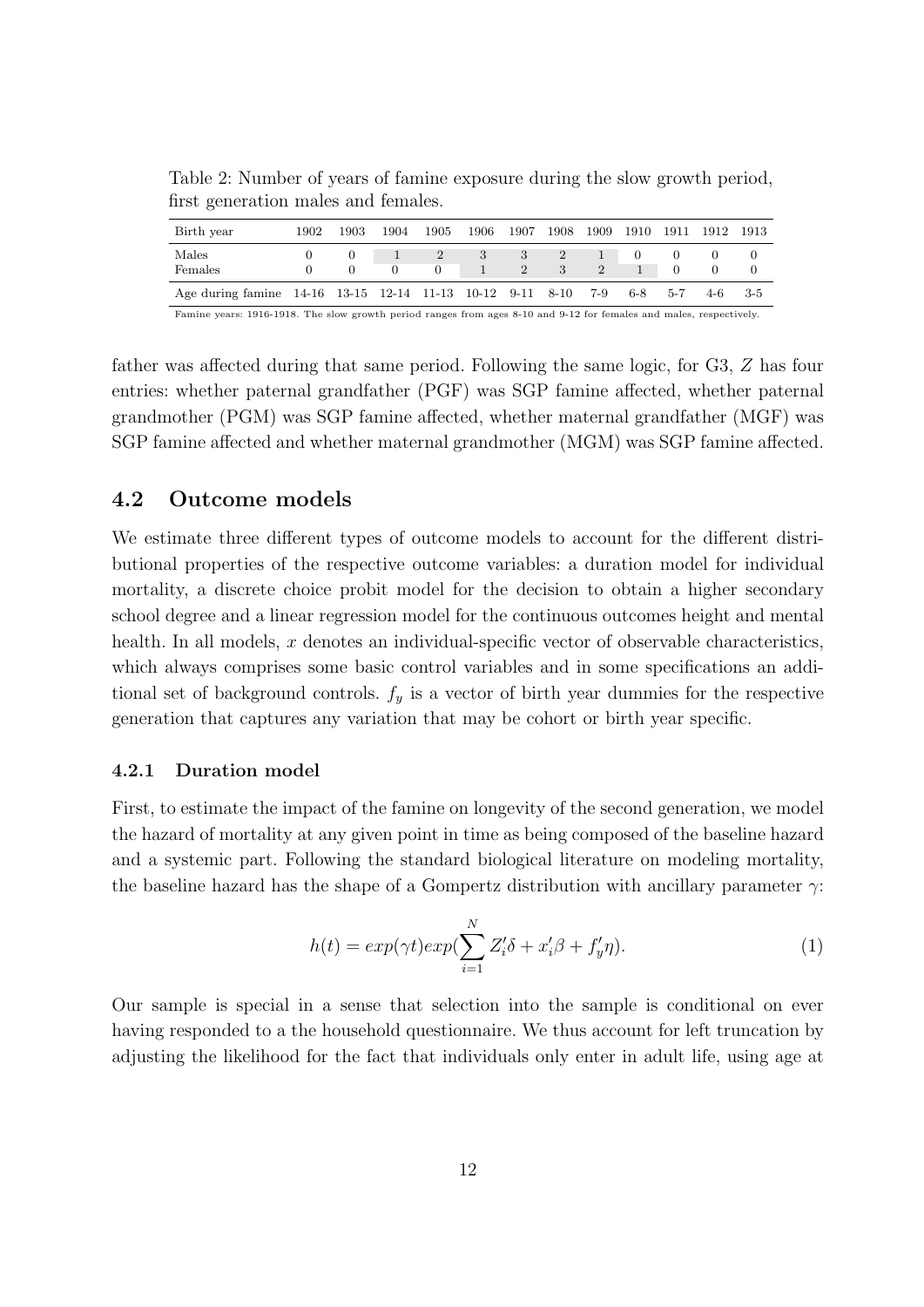Table 2: Number of years of famine exposure during the slow growth period, first generation males and females.

| Birth year | 1902 | 1903 | 1904 | 1905 | 1906 | 1907 | 1908 | 1909 | 1910 | 1911 | 1912 | 1913 |
|---|---|---|---|---|---|---|---|---|---|---|---|---|
| Males | 0 | 0 | 1 | 2 | 3 | 3 | 2 | 1 | 0 | 0 | 0 | 0 |
| Females | 0 | 0 | 0 | 0 | 1 | 2 | 3 | 2 | 1 | 0 | 0 | 0 |
| Age during famine | 14-16 | 13-15 | 12-14 | 11-13 | 10-12 | 9-11 | 8-10 | 7-9 | 6-8 | 5-7 | 4-6 | 3-5 |

Famine years: 1916-1918. The slow growth period ranges from ages 8-10 and 9-12 for females and males, respectively.

father was affected during that same period. Following the same logic, for G3, $Z$ has four entries: whether paternal grandfather (PGF) was SGP famine affected, whether paternal grandmother (PGM) was SGP famine affected, whether maternal grandfather (MGF) was SGP famine affected and whether maternal grandmother (MGM) was SGP famine affected.

## 4.2 Outcome models

We estimate three different types of outcome models to account for the different distributional properties of the respective outcome variables: a duration model for individual mortality, a discrete choice probit model for the decision to obtain a higher secondary school degree and a linear regression model for the continuous outcomes height and mental health. In all models, $x$ denotes an individual-specific vector of observable characteristics, which always comprises some basic control variables and in some specifications an additional set of background controls. $f_y$ is a vector of birth year dummies for the respective generation that captures any variation that may be cohort or birth year specific.

### 4.2.1 Duration model

First, to estimate the impact of the famine on longevity of the second generation, we model the hazard of mortality at any given point in time as being composed of the baseline hazard and a systemic part. Following the standard biological literature on modeling mortality, the baseline hazard has the shape of a Gompertz distribution with ancillary parameter $\gamma$:

$$h(t) = exp(\gamma t) exp(\sum_{i=1}^{N} Z_i' \delta + x_i' \beta + f_y' \eta). \tag{1}$$

Our sample is special in a sense that selection into the sample is conditional on ever having responded to a the household questionnaire. We thus account for left truncation by adjusting the likelihood for the fact that individuals only enter in adult life, using age at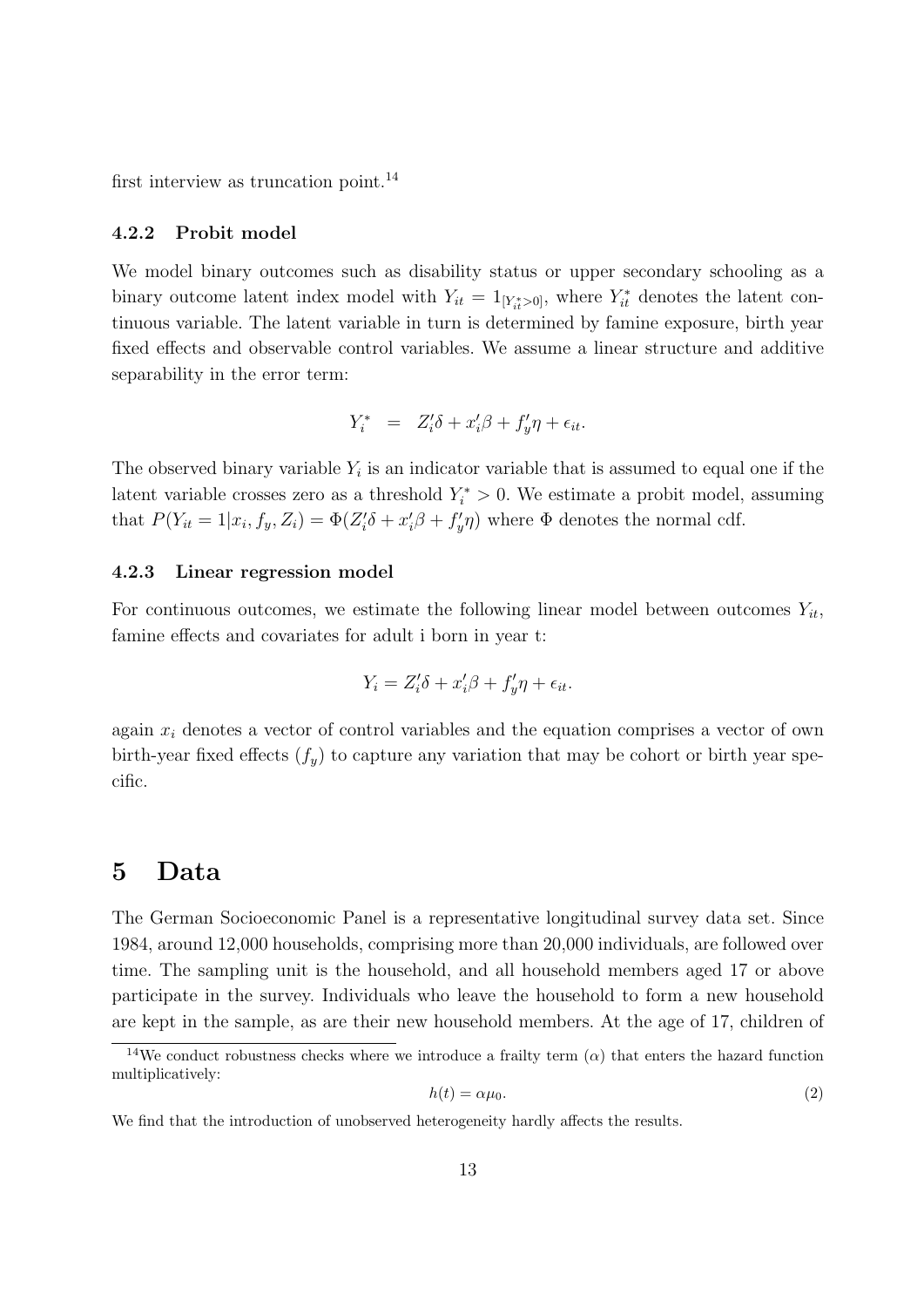first interview as truncation point.[14]

### 4.2.2 Probit model

We model binary outcomes such as disability status or upper secondary schooling as a binary outcome latent index model with $Y_{it} = 1_{[Y_{it}^* > 0]}$, where $Y_{it}^*$ denotes the latent continuous variable. The latent variable in turn is determined by famine exposure, birth year fixed effects and observable control variables. We assume a linear structure and additive separability in the error term:

$$Y_i^* \;\; = \;\; Z_i'\delta + x_i'\beta + f_y'\eta + \epsilon_{it}.$$

The observed binary variable $Y_i$ is an indicator variable that is assumed to equal one if the latent variable crosses zero as a threshold $Y_i^* > 0$. We estimate a probit model, assuming that $P(Y_{it} = 1|x_i, f_y, Z_i) = \Phi(Z_i'\delta + x_i'\beta + f_y'\eta)$ where $\Phi$ denotes the normal cdf.

### 4.2.3 Linear regression model

For continuous outcomes, we estimate the following linear model between outcomes $Y_{it}$, famine effects and covariates for adult i born in year t:

$$Y_i = Z_i'\delta + x_i'\beta + f_y'\eta + \epsilon_{it}.$$

again $x_i$ denotes a vector of control variables and the equation comprises a vector of own birth-year fixed effects $(f_y)$ to capture any variation that may be cohort or birth year specific.

# 5 Data

The German Socioeconomic Panel is a representative longitudinal survey data set. Since 1984, around 12,000 households, comprising more than 20,000 individuals, are followed over time. The sampling unit is the household, and all household members aged 17 or above participate in the survey. Individuals who leave the household to form a new household are kept in the sample, as are their new household members. At the age of 17, children of

[14] We conduct robustness checks where we introduce a frailty term $(\alpha)$ that enters the hazard function multiplicatively:

$$h(t) = \alpha\mu_0. \tag{2}$$

We find that the introduction of unobserved heterogeneity hardly affects the results.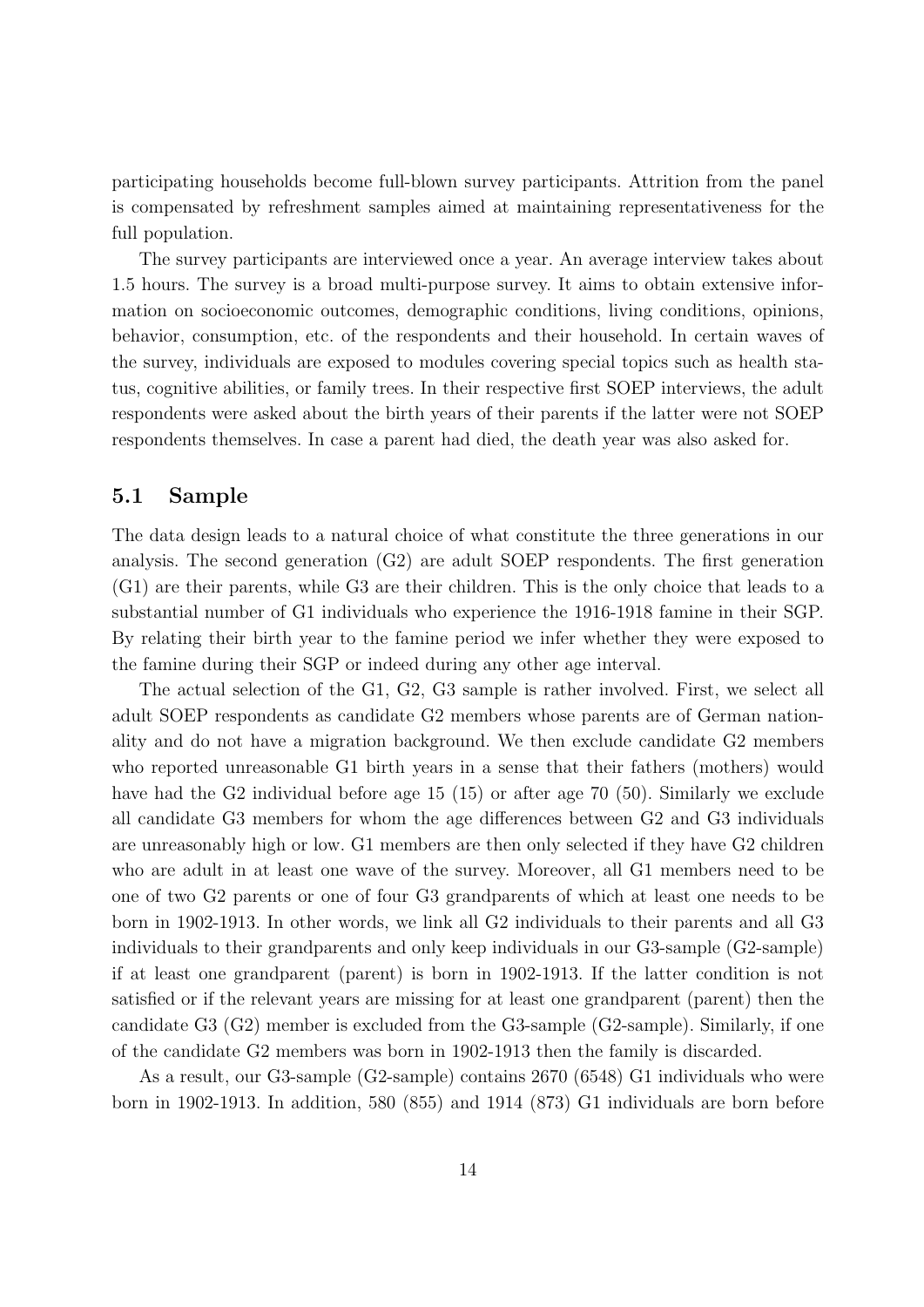participating households become full-blown survey participants. Attrition from the panel is compensated by refreshment samples aimed at maintaining representativeness for the full population.

The survey participants are interviewed once a year. An average interview takes about 1.5 hours. The survey is a broad multi-purpose survey. It aims to obtain extensive information on socioeconomic outcomes, demographic conditions, living conditions, opinions, behavior, consumption, etc. of the respondents and their household. In certain waves of the survey, individuals are exposed to modules covering special topics such as health status, cognitive abilities, or family trees. In their respective first SOEP interviews, the adult respondents were asked about the birth years of their parents if the latter were not SOEP respondents themselves. In case a parent had died, the death year was also asked for.

## 5.1 Sample

The data design leads to a natural choice of what constitute the three generations in our analysis. The second generation (G2) are adult SOEP respondents. The first generation (G1) are their parents, while G3 are their children. This is the only choice that leads to a substantial number of G1 individuals who experience the 1916-1918 famine in their SGP. By relating their birth year to the famine period we infer whether they were exposed to the famine during their SGP or indeed during any other age interval.

The actual selection of the G1, G2, G3 sample is rather involved. First, we select all adult SOEP respondents as candidate G2 members whose parents are of German nationality and do not have a migration background. We then exclude candidate G2 members who reported unreasonable G1 birth years in a sense that their fathers (mothers) would have had the G2 individual before age 15 (15) or after age 70 (50). Similarly we exclude all candidate G3 members for whom the age differences between G2 and G3 individuals are unreasonably high or low. G1 members are then only selected if they have G2 children who are adult in at least one wave of the survey. Moreover, all G1 members need to be one of two G2 parents or one of four G3 grandparents of which at least one needs to be born in 1902-1913. In other words, we link all G2 individuals to their parents and all G3 individuals to their grandparents and only keep individuals in our G3-sample (G2-sample) if at least one grandparent (parent) is born in 1902-1913. If the latter condition is not satisfied or if the relevant years are missing for at least one grandparent (parent) then the candidate G3 (G2) member is excluded from the G3-sample (G2-sample). Similarly, if one of the candidate G2 members was born in 1902-1913 then the family is discarded.

As a result, our G3-sample (G2-sample) contains 2670 (6548) G1 individuals who were born in 1902-1913. In addition, 580 (855) and 1914 (873) G1 individuals are born before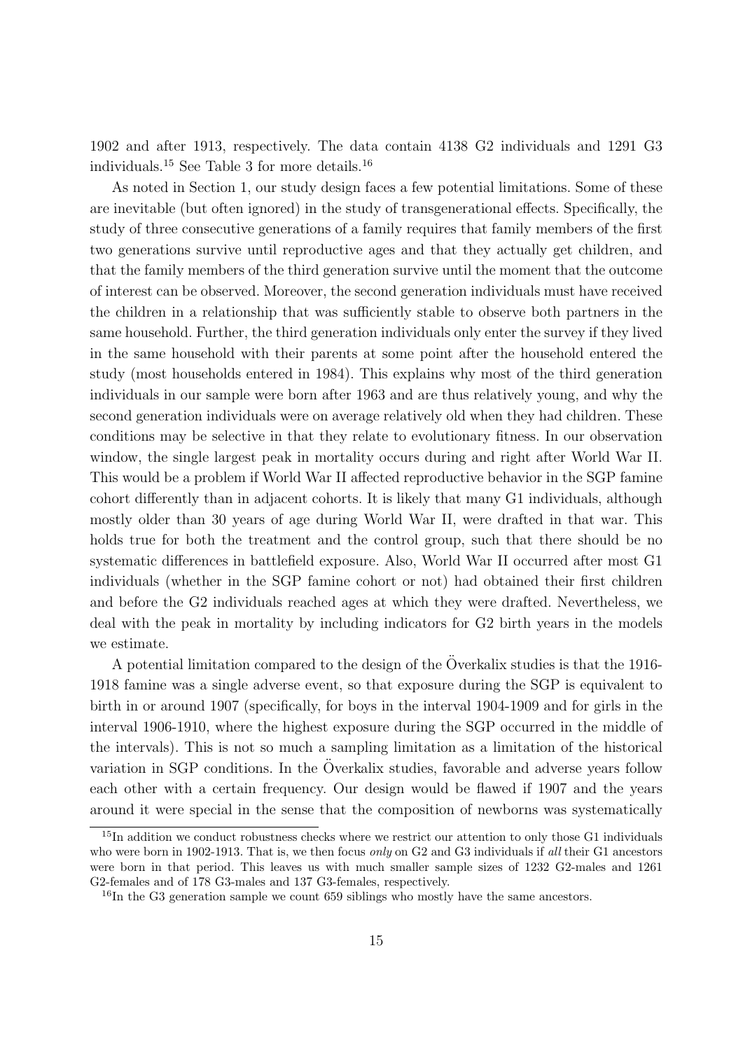1902 and after 1913, respectively. The data contain 4138 G2 individuals and 1291 G3 individuals.[15] See Table 3 for more details.[16]

As noted in Section 1, our study design faces a few potential limitations. Some of these are inevitable (but often ignored) in the study of transgenerational effects. Specifically, the study of three consecutive generations of a family requires that family members of the first two generations survive until reproductive ages and that they actually get children, and that the family members of the third generation survive until the moment that the outcome of interest can be observed. Moreover, the second generation individuals must have received the children in a relationship that was sufficiently stable to observe both partners in the same household. Further, the third generation individuals only enter the survey if they lived in the same household with their parents at some point after the household entered the study (most households entered in 1984). This explains why most of the third generation individuals in our sample were born after 1963 and are thus relatively young, and why the second generation individuals were on average relatively old when they had children. These conditions may be selective in that they relate to evolutionary fitness. In our observation window, the single largest peak in mortality occurs during and right after World War II. This would be a problem if World War II affected reproductive behavior in the SGP famine cohort differently than in adjacent cohorts. It is likely that many G1 individuals, although mostly older than 30 years of age during World War II, were drafted in that war. This holds true for both the treatment and the control group, such that there should be no systematic differences in battlefield exposure. Also, World War II occurred after most G1 individuals (whether in the SGP famine cohort or not) had obtained their first children and before the G2 individuals reached ages at which they were drafted. Nevertheless, we deal with the peak in mortality by including indicators for G2 birth years in the models we estimate.

A potential limitation compared to the design of the Överkalix studies is that the 1916-1918 famine was a single adverse event, so that exposure during the SGP is equivalent to birth in or around 1907 (specifically, for boys in the interval 1904-1909 and for girls in the interval 1906-1910, where the highest exposure during the SGP occurred in the middle of the intervals). This is not so much a sampling limitation as a limitation of the historical variation in SGP conditions. In the Överkalix studies, favorable and adverse years follow each other with a certain frequency. Our design would be flawed if 1907 and the years around it were special in the sense that the composition of newborns was systematically

[15] In addition we conduct robustness checks where we restrict our attention to only those G1 individuals who were born in 1902-1913. That is, we then focus *only* on G2 and G3 individuals if *all* their G1 ancestors were born in that period. This leaves us with much smaller sample sizes of 1232 G2-males and 1261 G2-females and of 178 G3-males and 137 G3-females, respectively.

[16] In the G3 generation sample we count 659 siblings who mostly have the same ancestors.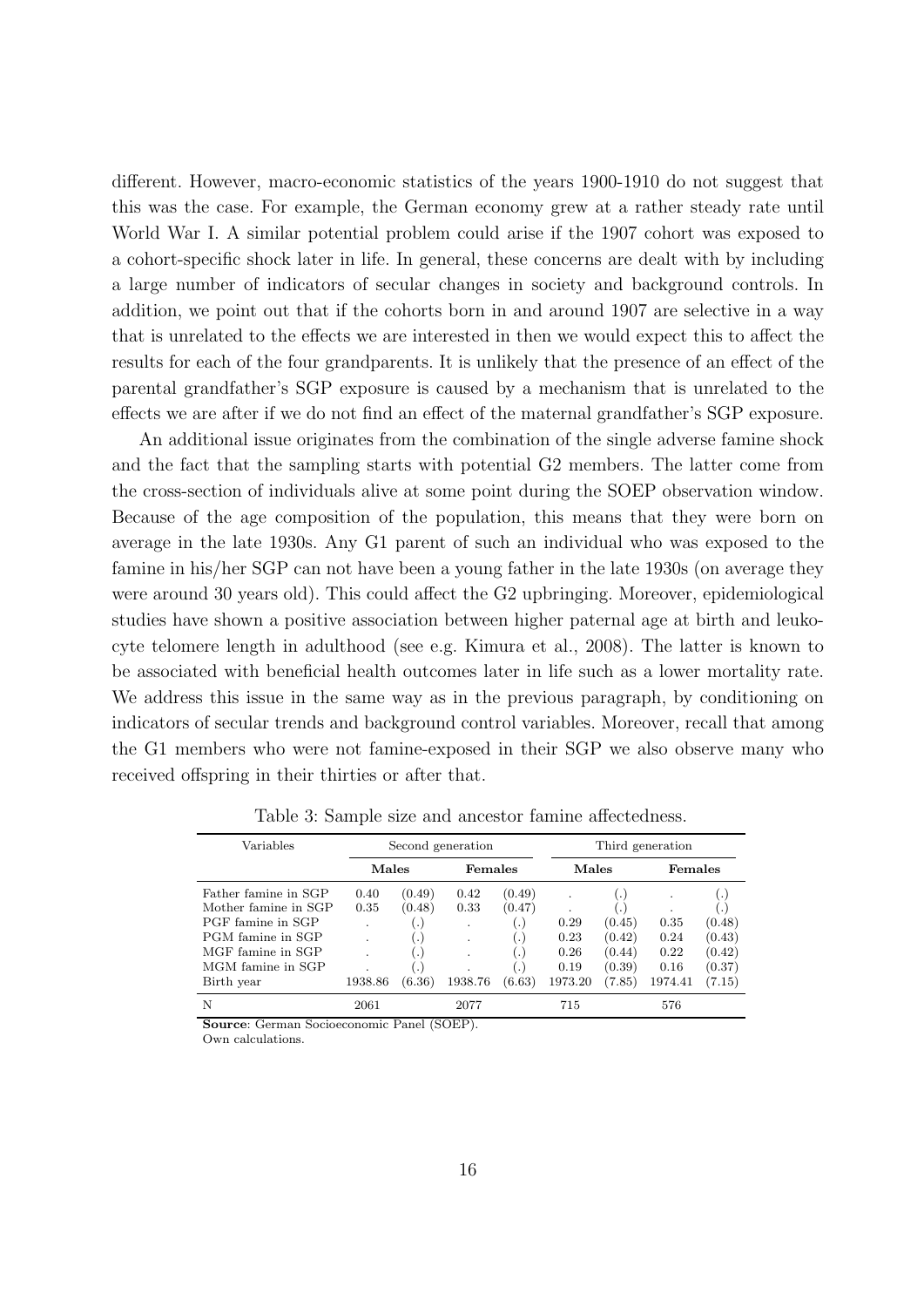different. However, macro-economic statistics of the years 1900-1910 do not suggest that this was the case. For example, the German economy grew at a rather steady rate until World War I. A similar potential problem could arise if the 1907 cohort was exposed to a cohort-specific shock later in life. In general, these concerns are dealt with by including a large number of indicators of secular changes in society and background controls. In addition, we point out that if the cohorts born in and around 1907 are selective in a way that is unrelated to the effects we are interested in then we would expect this to affect the results for each of the four grandparents. It is unlikely that the presence of an effect of the parental grandfather's SGP exposure is caused by a mechanism that is unrelated to the effects we are after if we do not find an effect of the maternal grandfather's SGP exposure.

An additional issue originates from the combination of the single adverse famine shock and the fact that the sampling starts with potential G2 members. The latter come from the cross-section of individuals alive at some point during the SOEP observation window. Because of the age composition of the population, this means that they were born on average in the late 1930s. Any G1 parent of such an individual who was exposed to the famine in his/her SGP can not have been a young father in the late 1930s (on average they were around 30 years old). This could affect the G2 upbringing. Moreover, epidemiological studies have shown a positive association between higher paternal age at birth and leukocyte telomere length in adulthood (see e.g. Kimura et al., 2008). The latter is known to be associated with beneficial health outcomes later in life such as a lower mortality rate. We address this issue in the same way as in the previous paragraph, by conditioning on indicators of secular trends and background control variables. Moreover, recall that among the G1 members who were not famine-exposed in their SGP we also observe many who received offspring in their thirties or after that.

Table 3: Sample size and ancestor famine affectedness.

| Variables | Second generation | | | | Third generation | | | |
|---|---|---|---|---|---|---|---|---|
| | **Males** | | **Females** | | **Males** | | **Females** | |
| Father famine in SGP | 0.40 | (0.49) | 0.42 | (0.49) | . | (.) | . | (.) |
| Mother famine in SGP | 0.35 | (0.48) | 0.33 | (0.47) | . | (.) | . | (.) |
| PGF famine in SGP | . | (.) | . | (.) | 0.29 | (0.45) | 0.35 | (0.48) |
| PGM famine in SGP | . | (.) | . | (.) | 0.23 | (0.42) | 0.24 | (0.43) |
| MGF famine in SGP | . | (.) | . | (.) | 0.26 | (0.44) | 0.22 | (0.42) |
| MGM famine in SGP | . | (.) | . | (.) | 0.19 | (0.39) | 0.16 | (0.37) |
| Birth year | 1938.86 | (6.36) | 1938.76 | (6.63) | 1973.20 | (7.85) | 1974.41 | (7.15) |
| N | 2061 | | 2077 | | 715 | | 576 | |

**Source**: German Socioeconomic Panel (SOEP).
Own calculations.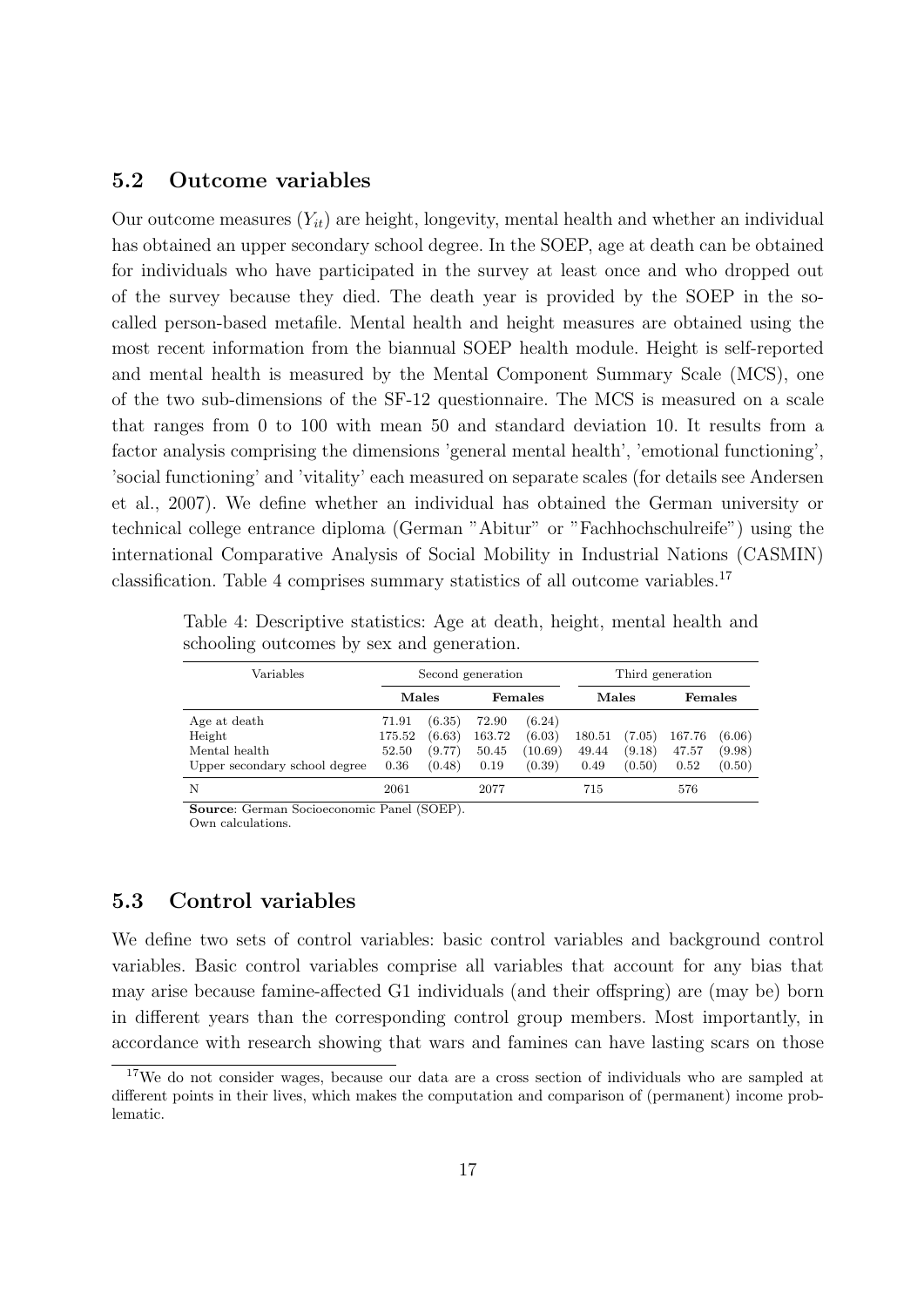## 5.2 Outcome variables

Our outcome measures ($Y_{it}$) are height, longevity, mental health and whether an individual has obtained an upper secondary school degree. In the SOEP, age at death can be obtained for individuals who have participated in the survey at least once and who dropped out of the survey because they died. The death year is provided by the SOEP in the so-called person-based metafile. Mental health and height measures are obtained using the most recent information from the biannual SOEP health module. Height is self-reported and mental health is measured by the Mental Component Summary Scale (MCS), one of the two sub-dimensions of the SF-12 questionnaire. The MCS is measured on a scale that ranges from 0 to 100 with mean 50 and standard deviation 10. It results from a factor analysis comprising the dimensions 'general mental health', 'emotional functioning', 'social functioning' and 'vitality' each measured on separate scales (for details see Andersen et al., 2007). We define whether an individual has obtained the German university or technical college entrance diploma (German "Abitur" or "Fachhochschulreife") using the international Comparative Analysis of Social Mobility in Industrial Nations (CASMIN) classification. Table 4 comprises summary statistics of all outcome variables.[17]

Table 4: Descriptive statistics: Age at death, height, mental health and schooling outcomes by sex and generation.

| Variables | Second generation | | | | Third generation | | | |
|---|---|---|---|---|---|---|---|---|
| | **Males** | | **Females** | | **Males** | | **Females** | |
| Age at death | 71.91 | (6.35) | 72.90 | (6.24) | | | | |
| Height | 175.52 | (6.63) | 163.72 | (6.03) | 180.51 | (7.05) | 167.76 | (6.06) |
| Mental health | 52.50 | (9.77) | 50.45 | (10.69) | 49.44 | (9.18) | 47.57 | (9.98) |
| Upper secondary school degree | 0.36 | (0.48) | 0.19 | (0.39) | 0.49 | (0.50) | 0.52 | (0.50) |
| N | 2061 | | 2077 | | 715 | | 576 | |

**Source**: German Socioeconomic Panel (SOEP).
Own calculations.

## 5.3 Control variables

We define two sets of control variables: basic control variables and background control variables. Basic control variables comprise all variables that account for any bias that may arise because famine-affected G1 individuals (and their offspring) are (may be) born in different years than the corresponding control group members. Most importantly, in accordance with research showing that wars and famines can have lasting scars on those

[17] We do not consider wages, because our data are a cross section of individuals who are sampled at different points in their lives, which makes the computation and comparison of (permanent) income problematic.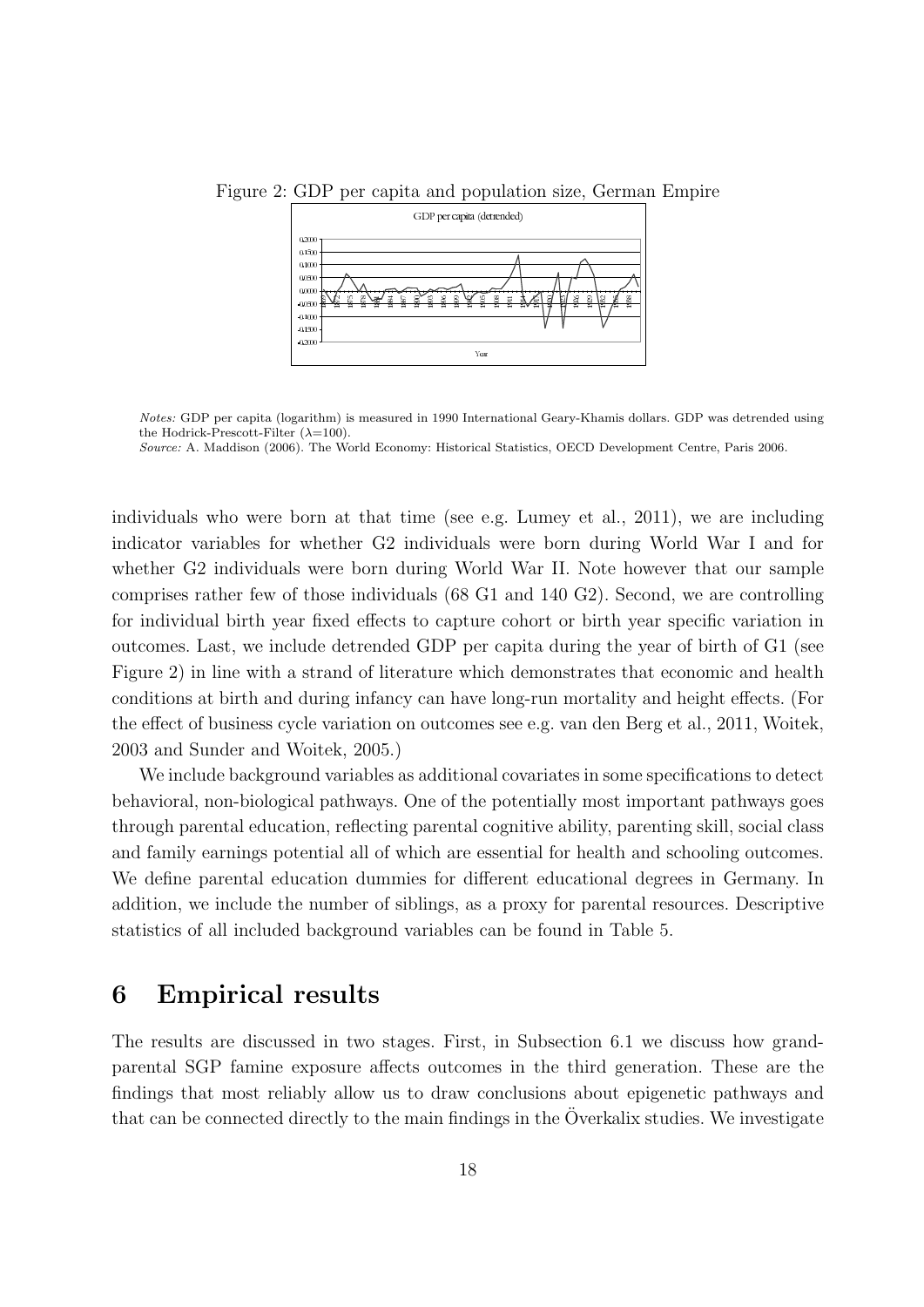Figure 2: GDP per capita and population size, German Empire

*Notes:* GDP per capita (logarithm) is measured in 1990 International Geary-Khamis dollars. GDP was detrended using the Hodrick-Prescott-Filter ($\lambda$=100).
*Source:* A. Maddison (2006). The World Economy: Historical Statistics, OECD Development Centre, Paris 2006.

individuals who were born at that time (see e.g. Lumey et al., 2011), we are including indicator variables for whether G2 individuals were born during World War I and for whether G2 individuals were born during World War II. Note however that our sample comprises rather few of those individuals (68 G1 and 140 G2). Second, we are controlling for individual birth year fixed effects to capture cohort or birth year specific variation in outcomes. Last, we include detrended GDP per capita during the year of birth of G1 (see Figure 2) in line with a strand of literature which demonstrates that economic and health conditions at birth and during infancy can have long-run mortality and height effects. (For the effect of business cycle variation on outcomes see e.g. van den Berg et al., 2011, Woitek, 2003 and Sunder and Woitek, 2005.)

We include background variables as additional covariates in some specifications to detect behavioral, non-biological pathways. One of the potentially most important pathways goes through parental education, reflecting parental cognitive ability, parenting skill, social class and family earnings potential all of which are essential for health and schooling outcomes. We define parental education dummies for different educational degrees in Germany. In addition, we include the number of siblings, as a proxy for parental resources. Descriptive statistics of all included background variables can be found in Table 5.

# 6 Empirical results

The results are discussed in two stages. First, in Subsection 6.1 we discuss how grandparental SGP famine exposure affects outcomes in the third generation. These are the findings that most reliably allow us to draw conclusions about epigenetic pathways and that can be connected directly to the main findings in the Överkalix studies. We investigate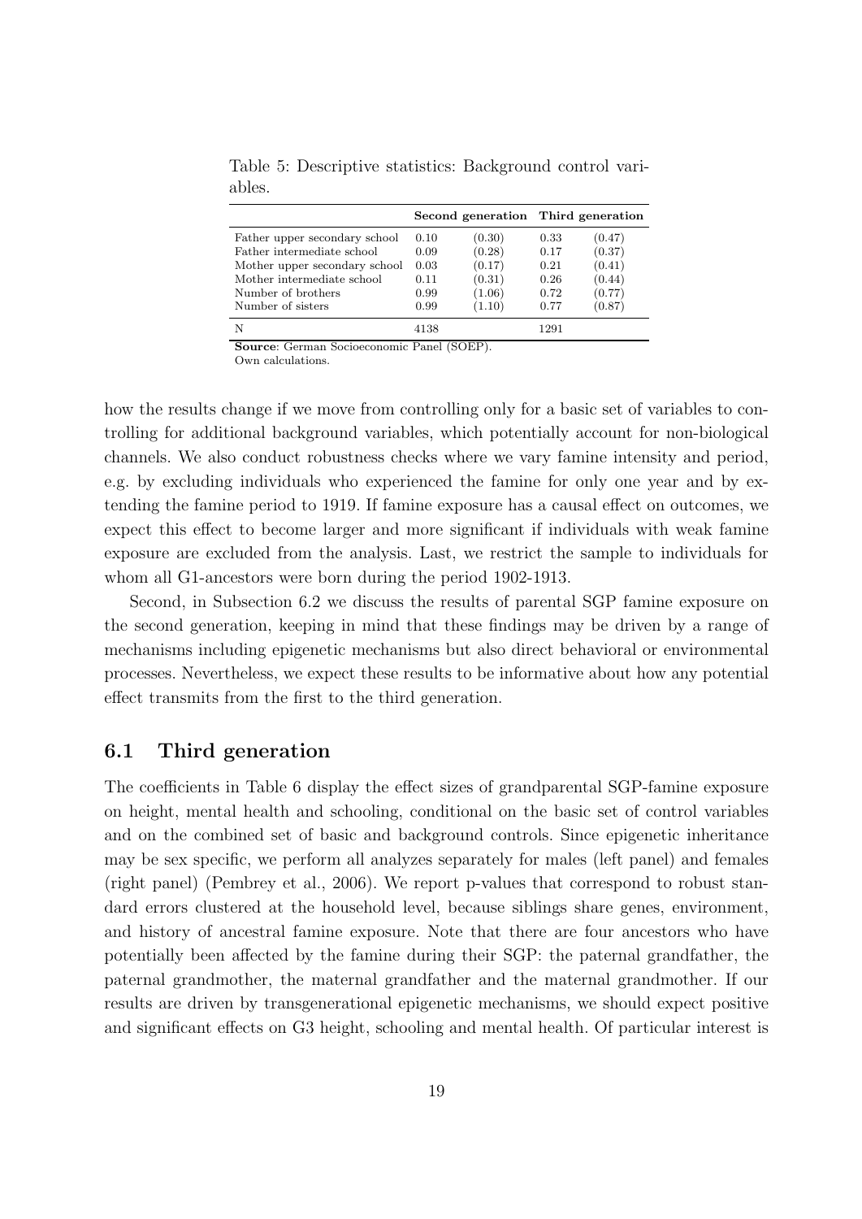Table 5: Descriptive statistics: Background control variables.

| | **Second generation** | | **Third generation** | |
|---|---|---|---|---|
| Father upper secondary school | 0.10 | (0.30) | 0.33 | (0.47) |
| Father intermediate school | 0.09 | (0.28) | 0.17 | (0.37) |
| Mother upper secondary school | 0.03 | (0.17) | 0.21 | (0.41) |
| Mother intermediate school | 0.11 | (0.31) | 0.26 | (0.44) |
| Number of brothers | 0.99 | (1.06) | 0.72 | (0.77) |
| Number of sisters | 0.99 | (1.10) | 0.77 | (0.87) |
| N | 4138 | | 1291 | |

**Source**: German Socioeconomic Panel (SOEP).
Own calculations.

how the results change if we move from controlling only for a basic set of variables to controlling for additional background variables, which potentially account for non-biological channels. We also conduct robustness checks where we vary famine intensity and period, e.g. by excluding individuals who experienced the famine for only one year and by extending the famine period to 1919. If famine exposure has a causal effect on outcomes, we expect this effect to become larger and more significant if individuals with weak famine exposure are excluded from the analysis. Last, we restrict the sample to individuals for whom all G1-ancestors were born during the period 1902-1913.

Second, in Subsection 6.2 we discuss the results of parental SGP famine exposure on the second generation, keeping in mind that these findings may be driven by a range of mechanisms including epigenetic mechanisms but also direct behavioral or environmental processes. Nevertheless, we expect these results to be informative about how any potential effect transmits from the first to the third generation.

## 6.1 Third generation

The coefficients in Table 6 display the effect sizes of grandparental SGP-famine exposure on height, mental health and schooling, conditional on the basic set of control variables and on the combined set of basic and background controls. Since epigenetic inheritance may be sex specific, we perform all analyzes separately for males (left panel) and females (right panel) (Pembrey et al., 2006). We report p-values that correspond to robust standard errors clustered at the household level, because siblings share genes, environment, and history of ancestral famine exposure. Note that there are four ancestors who have potentially been affected by the famine during their SGP: the paternal grandfather, the paternal grandmother, the maternal grandfather and the maternal grandmother. If our results are driven by transgenerational epigenetic mechanisms, we should expect positive and significant effects on G3 height, schooling and mental health. Of particular interest is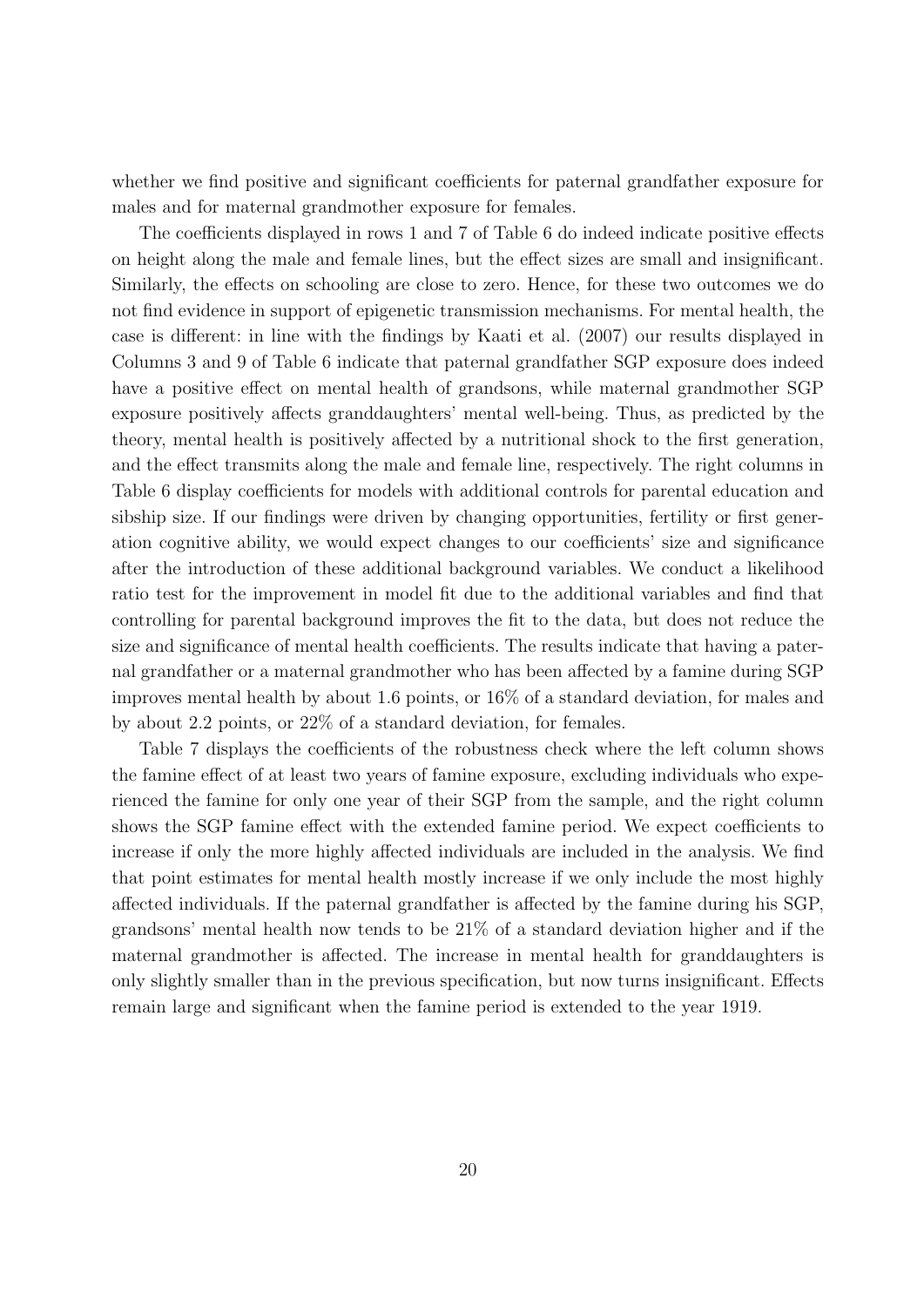whether we find positive and significant coefficients for paternal grandfather exposure for males and for maternal grandmother exposure for females.

The coefficients displayed in rows 1 and 7 of Table 6 do indeed indicate positive effects on height along the male and female lines, but the effect sizes are small and insignificant. Similarly, the effects on schooling are close to zero. Hence, for these two outcomes we do not find evidence in support of epigenetic transmission mechanisms. For mental health, the case is different: in line with the findings by Kaati et al. (2007) our results displayed in Columns 3 and 9 of Table 6 indicate that paternal grandfather SGP exposure does indeed have a positive effect on mental health of grandsons, while maternal grandmother SGP exposure positively affects granddaughters' mental well-being. Thus, as predicted by the theory, mental health is positively affected by a nutritional shock to the first generation, and the effect transmits along the male and female line, respectively. The right columns in Table 6 display coefficients for models with additional controls for parental education and sibship size. If our findings were driven by changing opportunities, fertility or first generation cognitive ability, we would expect changes to our coefficients' size and significance after the introduction of these additional background variables. We conduct a likelihood ratio test for the improvement in model fit due to the additional variables and find that controlling for parental background improves the fit to the data, but does not reduce the size and significance of mental health coefficients. The results indicate that having a paternal grandfather or a maternal grandmother who has been affected by a famine during SGP improves mental health by about 1.6 points, or 16% of a standard deviation, for males and by about 2.2 points, or 22% of a standard deviation, for females.

Table 7 displays the coefficients of the robustness check where the left column shows the famine effect of at least two years of famine exposure, excluding individuals who experienced the famine for only one year of their SGP from the sample, and the right column shows the SGP famine effect with the extended famine period. We expect coefficients to increase if only the more highly affected individuals are included in the analysis. We find that point estimates for mental health mostly increase if we only include the most highly affected individuals. If the paternal grandfather is affected by the famine during his SGP, grandsons' mental health now tends to be 21% of a standard deviation higher and if the maternal grandmother is affected. The increase in mental health for granddaughters is only slightly smaller than in the previous specification, but now turns insignificant. Effects remain large and significant when the famine period is extended to the year 1919.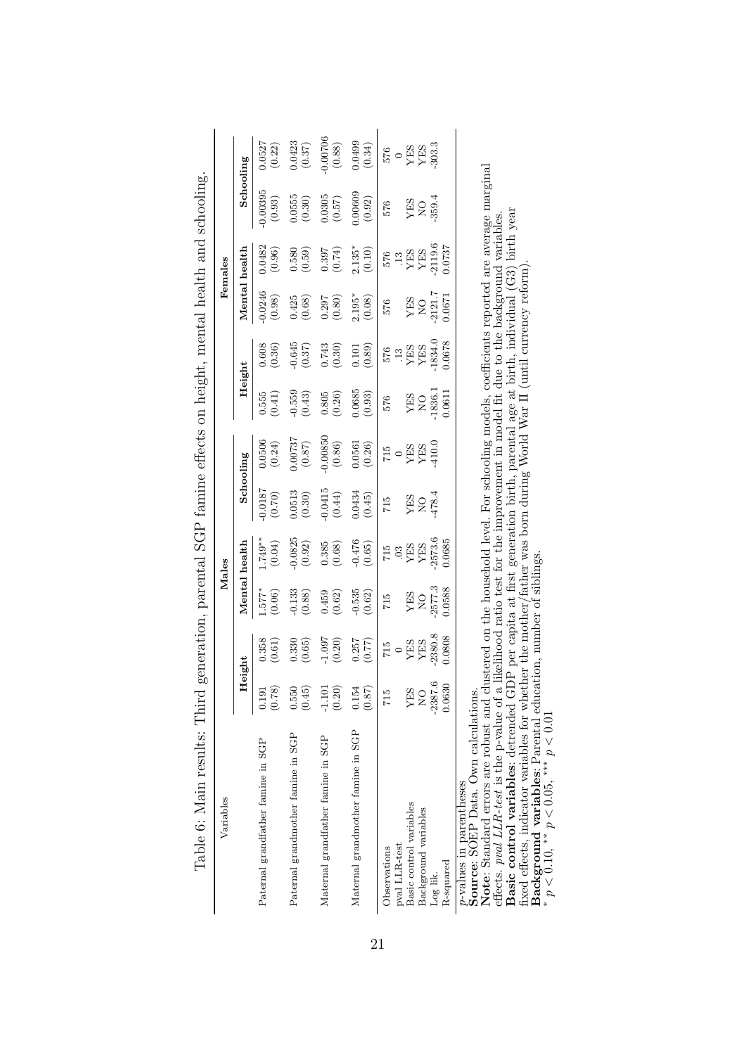Table 6: Main results: Third generation, parental SGP famine effects on height, mental health and schooling.

| Variables | Males | | | | | | Females | | | | | |
|---|---|---|---|---|---|---|---|---|---|---|---|---|
| | Height | | Mental health | | Schooling | | Height | | Mental health | | Schooling | |
| Paternal grandfather famine in SGP | 0.191 | 0.358 | 1.577* | 1.749** | -0.0187 | 0.0506 | 0.555 | 0.608 | -0.0246 | 0.0482 | -0.00395 | 0.0527 |
| | (0.78) | (0.61) | (0.06) | (0.04) | (0.70) | (0.24) | (0.41) | (0.36) | (0.98) | (0.96) | (0.93) | (0.22) |
| Paternal grandmother famine in SGP | 0.550 | 0.330 | -0.133 | -0.0825 | 0.0513 | 0.00737 | -0.559 | -0.645 | 0.425 | 0.580 | 0.0555 | 0.0423 |
| | (0.45) | (0.65) | (0.88) | (0.92) | (0.30) | (0.87) | (0.43) | (0.37) | (0.68) | (0.59) | (0.30) | (0.37) |
| Maternal grandfather famine in SGP | -1.101 | -1.097 | 0.459 | 0.385 | -0.0415 | -0.00850 | 0.805 | 0.743 | 0.297 | 0.397 | 0.0305 | -0.00706 |
| | (0.20) | (0.20) | (0.62) | (0.68) | (0.44) | (0.86) | (0.26) | (0.30) | (0.80) | (0.74) | (0.57) | (0.88) |
| Maternal grandmother famine in SGP | 0.154 | 0.257 | -0.535 | -0.476 | 0.0434 | 0.0561 | 0.0685 | 0.101 | 2.195* | 2.135* | 0.00609 | 0.0499 |
| | (0.87) | (0.77) | (0.62) | (0.65) | (0.45) | (0.26) | (0.93) | (0.89) | (0.08) | (0.10) | (0.92) | (0.34) |
| Observations | 715 | 715 | 715 | 715 | 715 | 715 | 576 | 576 | 576 | 576 | 576 | 576 |
| pval LLR-test | | 0 | | .03 | | 0 | | .13 | | .13 | | 0 |
| Basic control variables | YES | YES | YES | YES | YES | YES | YES | YES | YES | YES | YES | YES |
| Background variables | NO | YES | NO | YES | NO | YES | NO | YES | NO | YES | NO | YES |
| Log lik. | -2387.6 | -2380.8 | -2577.3 | -2573.6 | -478.4 | -410.0 | -1836.1 | -1834.0 | -2121.7 | -2119.6 | -359.4 | -303.3 |
| R-squared | 0.0630 | 0.0808 | 0.0588 | 0.0685 | | | 0.0611 | 0.0678 | 0.0671 | 0.0737 | | |

*p*-values in parentheses
**Source**: SOEP Data. Own calculations.
**Note**: Standard errors are robust and clustered on the household level. For schooling models, coefficients reported are average marginal effects. *pval LLR-test* is the p-value of a likelihood ratio test for the improvement in model fit due to the background variables.
**Basic control variables**: detrended GDP per capita at first generation birth, parental age at birth, individual (G3) birth year fixed effects, indicator variables for whether the mother/father was born during World War II (until currency reform).
**Background variables**: Parental education, number of siblings.
* $p < 0.10$, ** $p < 0.05$, *** $p < 0.01$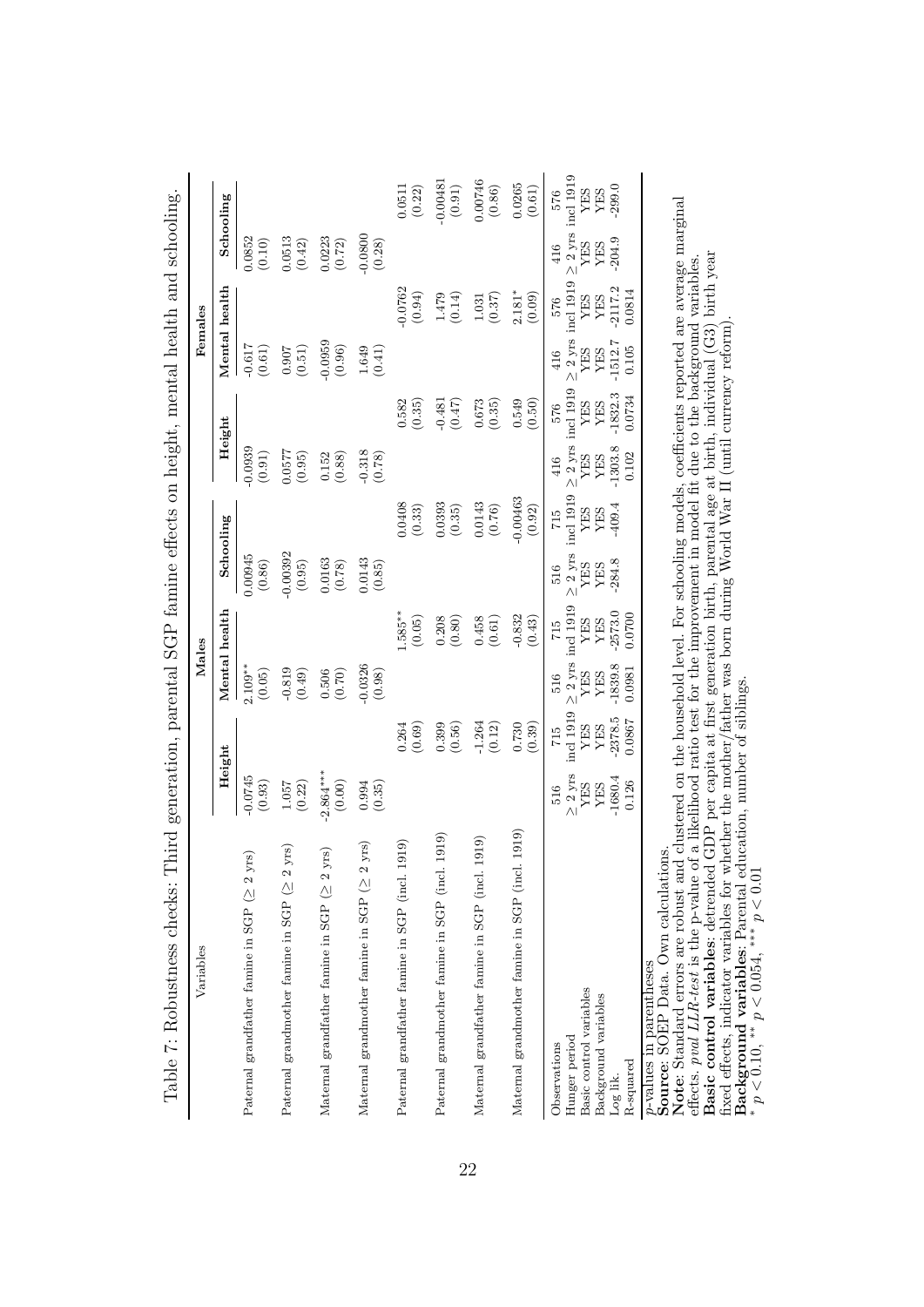Table 7: Robustness checks: Third generation, parental SGP famine effects on height, mental health and schooling.

| Variables | Males | | | | | | Females | | | | | |
|---|---|---|---|---|---|---|---|---|---|---|---|---|
| | Height | | Mental health | | Schooling | | Height | | Mental health | | Schooling | |
| Paternal grandfather famine in SGP ($\geq$ 2 yrs) | -0.0745 (0.93) | | 2.109** (0.05) | | 0.00945 (0.86) | | -0.0939 (0.91) | | -0.617 (0.61) | | 0.0852 (0.10) | |
| Paternal grandmother famine in SGP ($\geq$ 2 yrs) | 1.057 (0.22) | | -0.819 (0.49) | | -0.00392 (0.95) | | 0.0577 (0.95) | | 0.907 (0.51) | | 0.0513 (0.42) | |
| Maternal grandfather famine in SGP ($\geq$ 2 yrs) | -2.864*** (0.00) | | 0.506 (0.70) | | 0.0163 (0.78) | | 0.152 (0.88) | | -0.0959 (0.96) | | 0.0223 (0.72) | |
| Maternal grandmother famine in SGP ($\geq$ 2 yrs) | 0.994 (0.35) | | -0.0326 (0.98) | | 0.0143 (0.85) | | -0.318 (0.78) | | 1.649 (0.41) | | -0.0800 (0.28) | |
| Paternal grandfather famine in SGP (incl. 1919) | | 0.264 (0.69) | | 1.585** (0.05) | | 0.0408 (0.33) | | 0.582 (0.35) | | -0.0762 (0.94) | | 0.0511 (0.22) |
| Paternal grandmother famine in SGP (incl. 1919) | | 0.399 (0.56) | | 0.208 (0.80) | | 0.0393 (0.35) | | -0.481 (0.47) | | 1.479 (0.14) | | -0.00481 (0.91) |
| Maternal grandfather famine in SGP (incl. 1919) | | -1.264 (0.12) | | 0.458 (0.61) | | 0.0143 (0.76) | | 0.673 (0.35) | | 1.031 (0.37) | | 0.00746 (0.86) |
| Maternal grandmother famine in SGP (incl. 1919) | | 0.730 (0.39) | | -0.832 (0.43) | | -0.00463 (0.92) | | 0.549 (0.50) | | 2.181* (0.09) | | 0.0265 (0.61) |
| Observations | 516 | 715 | 516 | 715 | 516 | 715 | 416 | 576 | 416 | 576 | 416 | 576 |
| Hunger period | $\geq$ 2 yrs | incl 1919 | $\geq$ 2 yrs | incl 1919 | $\geq$ 2 yrs | incl 1919 | $\geq$ 2 yrs | incl 1919 | $\geq$ 2 yrs | incl 1919 | $\geq$ 2 yrs | incl 1919 |
| Basic control variables | YES | YES | YES | YES | YES | YES | YES | YES | YES | YES | YES | YES |
| Background variables | YES | YES | YES | YES | YES | YES | YES | YES | YES | YES | YES | YES |
| Log lik. | -1680.4 | -2378.5 | -1839.8 | -2573.0 | -284.8 | -409.4 | -1303.8 | -1832.3 | -1512.7 | -2117.2 | -204.9 | -299.0 |
| R-squared | 0.126 | 0.0867 | 0.0981 | 0.0700 | | | 0.102 | 0.0734 | 0.105 | 0.0814 | | |

*p*-values in parentheses
**Source**: SOEP Data. Own calculations.
**Note**: Standard errors are robust and clustered on the household level. For schooling models, coefficients reported are average marginal effects. *pval LLR-test* is the p-value of a likelihood ratio test for the improvement in model fit due to the background variables.
**Basic control variables**: detrended GDP per capita at first generation birth, parental age at birth, individual (G3) birth year fixed effects, indicator variables for whether the mother/father was born during World War II (until currency reform).
**Background variables**: Parental education, number of siblings.
\* $p < 0.10$, \*\* $p < 0.054$, \*\*\* $p < 0.01$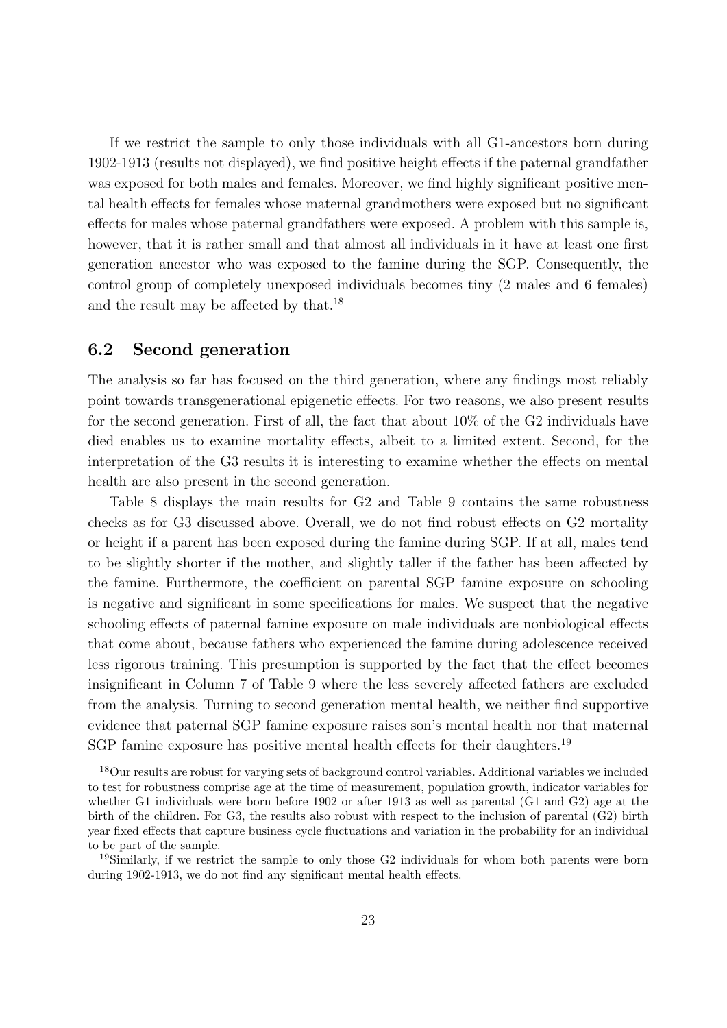If we restrict the sample to only those individuals with all G1-ancestors born during 1902-1913 (results not displayed), we find positive height effects if the paternal grandfather was exposed for both males and females. Moreover, we find highly significant positive mental health effects for females whose maternal grandmothers were exposed but no significant effects for males whose paternal grandfathers were exposed. A problem with this sample is, however, that it is rather small and that almost all individuals in it have at least one first generation ancestor who was exposed to the famine during the SGP. Consequently, the control group of completely unexposed individuals becomes tiny (2 males and 6 females) and the result may be affected by that.[18]

## 6.2 Second generation

The analysis so far has focused on the third generation, where any findings most reliably point towards transgenerational epigenetic effects. For two reasons, we also present results for the second generation. First of all, the fact that about 10% of the G2 individuals have died enables us to examine mortality effects, albeit to a limited extent. Second, for the interpretation of the G3 results it is interesting to examine whether the effects on mental health are also present in the second generation.

Table 8 displays the main results for G2 and Table 9 contains the same robustness checks as for G3 discussed above. Overall, we do not find robust effects on G2 mortality or height if a parent has been exposed during the famine during SGP. If at all, males tend to be slightly shorter if the mother, and slightly taller if the father has been affected by the famine. Furthermore, the coefficient on parental SGP famine exposure on schooling is negative and significant in some specifications for males. We suspect that the negative schooling effects of paternal famine exposure on male individuals are nonbiological effects that come about, because fathers who experienced the famine during adolescence received less rigorous training. This presumption is supported by the fact that the effect becomes insignificant in Column 7 of Table 9 where the less severely affected fathers are excluded from the analysis. Turning to second generation mental health, we neither find supportive evidence that paternal SGP famine exposure raises son's mental health nor that maternal SGP famine exposure has positive mental health effects for their daughters.[19]

[18]Our results are robust for varying sets of background control variables. Additional variables we included to test for robustness comprise age at the time of measurement, population growth, indicator variables for whether G1 individuals were born before 1902 or after 1913 as well as parental (G1 and G2) age at the birth of the children. For G3, the results also robust with respect to the inclusion of parental (G2) birth year fixed effects that capture business cycle fluctuations and variation in the probability for an individual to be part of the sample.

[19]Similarly, if we restrict the sample to only those G2 individuals for whom both parents were born during 1902-1913, we do not find any significant mental health effects.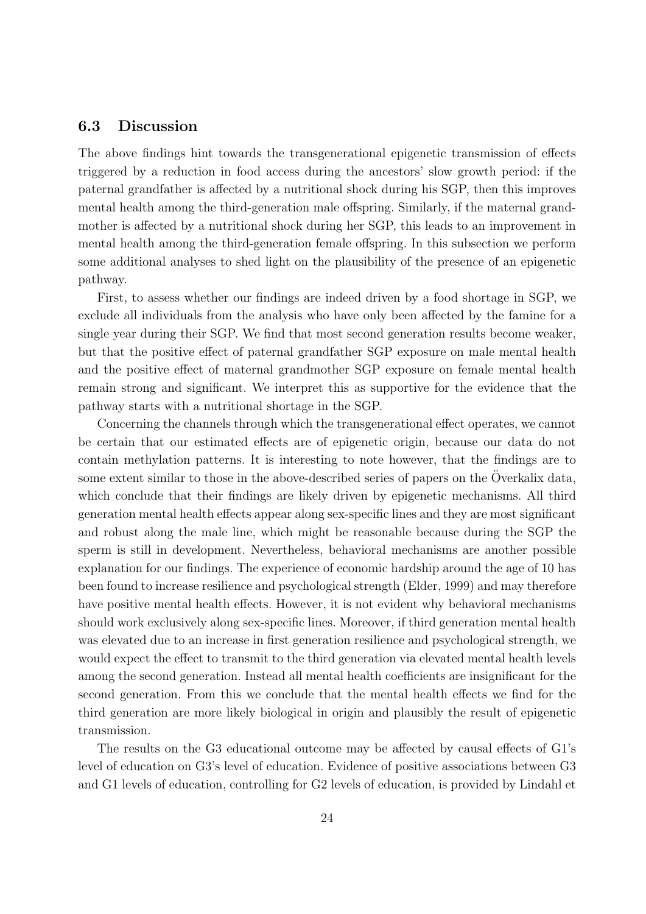### 6.3 Discussion

The above findings hint towards the transgenerational epigenetic transmission of effects triggered by a reduction in food access during the ancestors' slow growth period: if the paternal grandfather is affected by a nutritional shock during his SGP, then this improves mental health among the third-generation male offspring. Similarly, if the maternal grandmother is affected by a nutritional shock during her SGP, this leads to an improvement in mental health among the third-generation female offspring. In this subsection we perform some additional analyses to shed light on the plausibility of the presence of an epigenetic pathway.

First, to assess whether our findings are indeed driven by a food shortage in SGP, we exclude all individuals from the analysis who have only been affected by the famine for a single year during their SGP. We find that most second generation results become weaker, but that the positive effect of paternal grandfather SGP exposure on male mental health and the positive effect of maternal grandmother SGP exposure on female mental health remain strong and significant. We interpret this as supportive for the evidence that the pathway starts with a nutritional shortage in the SGP.

Concerning the channels through which the transgenerational effect operates, we cannot be certain that our estimated effects are of epigenetic origin, because our data do not contain methylation patterns. It is interesting to note however, that the findings are to some extent similar to those in the above-described series of papers on the Överkalix data, which conclude that their findings are likely driven by epigenetic mechanisms. All third generation mental health effects appear along sex-specific lines and they are most significant and robust along the male line, which might be reasonable because during the SGP the sperm is still in development. Nevertheless, behavioral mechanisms are another possible explanation for our findings. The experience of economic hardship around the age of 10 has been found to increase resilience and psychological strength (Elder, 1999) and may therefore have positive mental health effects. However, it is not evident why behavioral mechanisms should work exclusively along sex-specific lines. Moreover, if third generation mental health was elevated due to an increase in first generation resilience and psychological strength, we would expect the effect to transmit to the third generation via elevated mental health levels among the second generation. Instead all mental health coefficients are insignificant for the second generation. From this we conclude that the mental health effects we find for the third generation are more likely biological in origin and plausibly the result of epigenetic transmission.

The results on the G3 educational outcome may be affected by causal effects of G1's level of education on G3's level of education. Evidence of positive associations between G3 and G1 levels of education, controlling for G2 levels of education, is provided by Lindahl et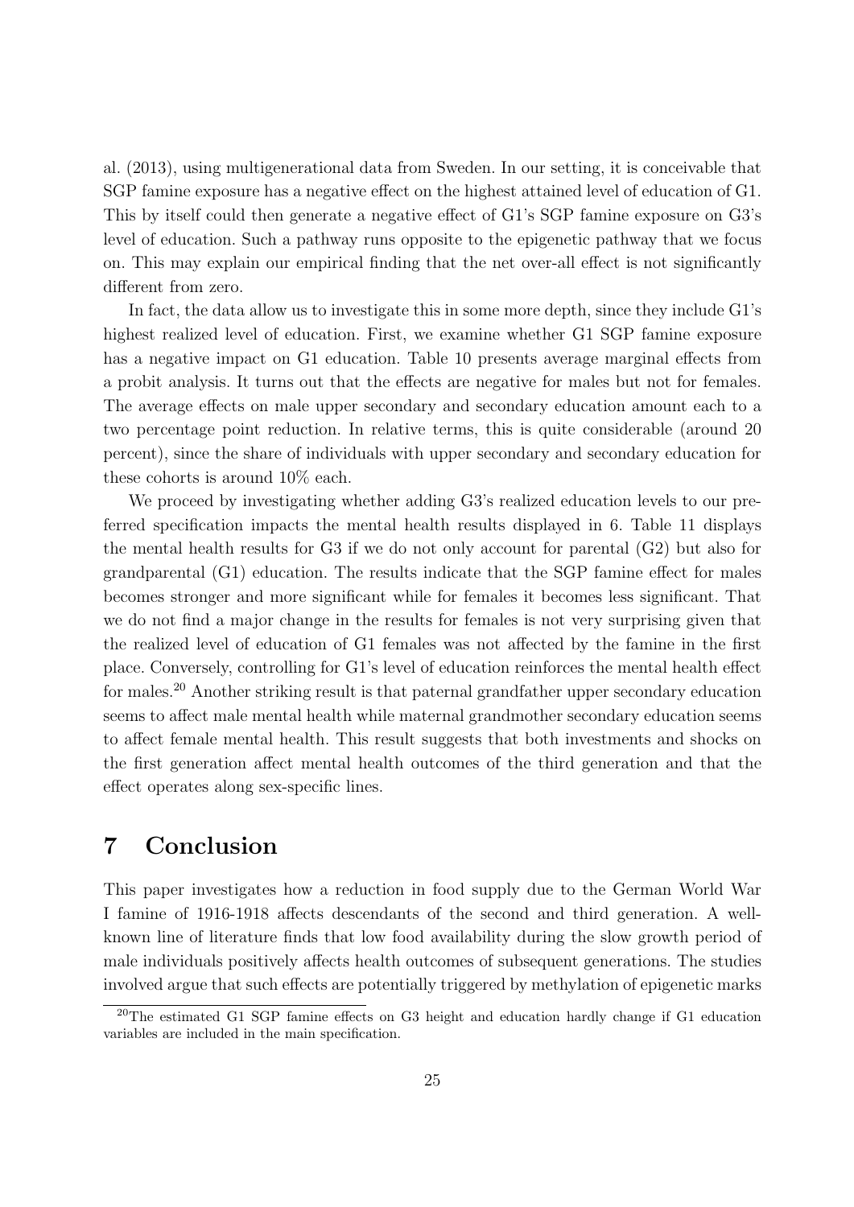al. (2013), using multigenerational data from Sweden. In our setting, it is conceivable that SGP famine exposure has a negative effect on the highest attained level of education of G1. This by itself could then generate a negative effect of G1's SGP famine exposure on G3's level of education. Such a pathway runs opposite to the epigenetic pathway that we focus on. This may explain our empirical finding that the net over-all effect is not significantly different from zero.

In fact, the data allow us to investigate this in some more depth, since they include G1's highest realized level of education. First, we examine whether G1 SGP famine exposure has a negative impact on G1 education. Table 10 presents average marginal effects from a probit analysis. It turns out that the effects are negative for males but not for females. The average effects on male upper secondary and secondary education amount each to a two percentage point reduction. In relative terms, this is quite considerable (around 20 percent), since the share of individuals with upper secondary and secondary education for these cohorts is around 10% each.

We proceed by investigating whether adding G3's realized education levels to our preferred specification impacts the mental health results displayed in 6. Table 11 displays the mental health results for G3 if we do not only account for parental (G2) but also for grandparental (G1) education. The results indicate that the SGP famine effect for males becomes stronger and more significant while for females it becomes less significant. That we do not find a major change in the results for females is not very surprising given that the realized level of education of G1 females was not affected by the famine in the first place. Conversely, controlling for G1's level of education reinforces the mental health effect for males.[20] Another striking result is that paternal grandfather upper secondary education seems to affect male mental health while maternal grandmother secondary education seems to affect female mental health. This result suggests that both investments and shocks on the first generation affect mental health outcomes of the third generation and that the effect operates along sex-specific lines.

# 7 Conclusion

This paper investigates how a reduction in food supply due to the German World War I famine of 1916-1918 affects descendants of the second and third generation. A well-known line of literature finds that low food availability during the slow growth period of male individuals positively affects health outcomes of subsequent generations. The studies involved argue that such effects are potentially triggered by methylation of epigenetic marks

[20] The estimated G1 SGP famine effects on G3 height and education hardly change if G1 education variables are included in the main specification.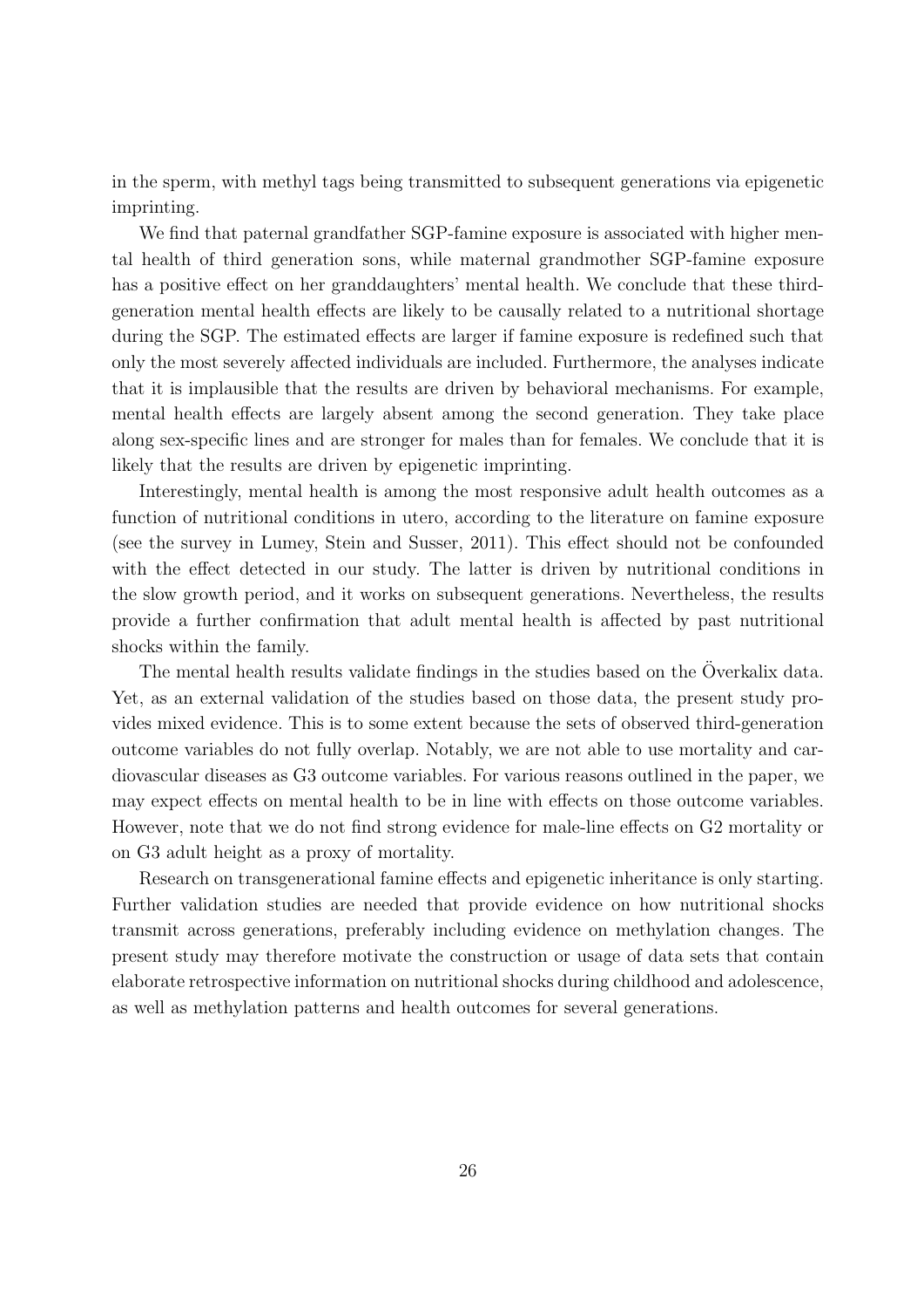in the sperm, with methyl tags being transmitted to subsequent generations via epigenetic imprinting.

We find that paternal grandfather SGP-famine exposure is associated with higher mental health of third generation sons, while maternal grandmother SGP-famine exposure has a positive effect on her granddaughters' mental health. We conclude that these third-generation mental health effects are likely to be causally related to a nutritional shortage during the SGP. The estimated effects are larger if famine exposure is redefined such that only the most severely affected individuals are included. Furthermore, the analyses indicate that it is implausible that the results are driven by behavioral mechanisms. For example, mental health effects are largely absent among the second generation. They take place along sex-specific lines and are stronger for males than for females. We conclude that it is likely that the results are driven by epigenetic imprinting.

Interestingly, mental health is among the most responsive adult health outcomes as a function of nutritional conditions in utero, according to the literature on famine exposure (see the survey in Lumey, Stein and Susser, 2011). This effect should not be confounded with the effect detected in our study. The latter is driven by nutritional conditions in the slow growth period, and it works on subsequent generations. Nevertheless, the results provide a further confirmation that adult mental health is affected by past nutritional shocks within the family.

The mental health results validate findings in the studies based on the Överkalix data. Yet, as an external validation of the studies based on those data, the present study provides mixed evidence. This is to some extent because the sets of observed third-generation outcome variables do not fully overlap. Notably, we are not able to use mortality and cardiovascular diseases as G3 outcome variables. For various reasons outlined in the paper, we may expect effects on mental health to be in line with effects on those outcome variables. However, note that we do not find strong evidence for male-line effects on G2 mortality or on G3 adult height as a proxy of mortality.

Research on transgenerational famine effects and epigenetic inheritance is only starting. Further validation studies are needed that provide evidence on how nutritional shocks transmit across generations, preferably including evidence on methylation changes. The present study may therefore motivate the construction or usage of data sets that contain elaborate retrospective information on nutritional shocks during childhood and adolescence, as well as methylation patterns and health outcomes for several generations.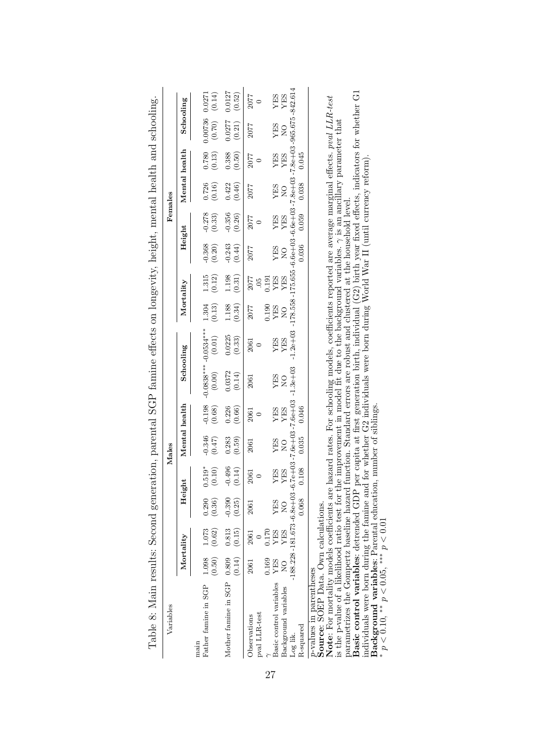Table 8: Main results: Second generation, parental SGP famine effects on longevity, height, mental health and schooling.

| Variables | Males | | | | | | | | Females | | | | | | | |
|---|---|---|---|---|---|---|---|---|---|---|---|---|---|---|---|---|
| | Mortality | | Height | | Mental health | | Schooling | | Mortality | | Height | | Mental health | | Schooling | |
| main | | | | | | | | | | | | | | | | |
| Father famine in SGP | 1.098 | 1.073 | 0.290 | 0.519* | -0.346 | -0.198 | -0.0838*** | -0.0534*** | 1.304 | 1.315 | -0.368 | -0.278 | 0.726 | 0.780 | 0.00736 | 0.0271 |
| | (0.50) | (0.62) | (0.36) | (0.10) | (0.47) | (0.68) | (0.00) | (0.01) | (0.13) | (0.12) | (0.20) | (0.33) | (0.16) | (0.13) | (0.70) | (0.14) |
| Mother famine in SGP | 0.809 | 0.813 | -0.390 | -0.496 | 0.283 | 0.226 | 0.0372 | 0.0225 | 1.188 | 1.198 | -0.243 | -0.356 | 0.422 | 0.388 | 0.0277 | 0.0127 |
| | (0.14) | (0.15) | (0.25) | (0.14) | (0.59) | (0.66) | (0.14) | (0.33) | (0.34) | (0.31) | (0.44) | (0.26) | (0.46) | (0.50) | (0.21) | (0.52) |
| Observations | 2061 | 2061 | 2061 | 2061 | 2061 | 2061 | 2061 | 2061 | 2077 | 2077 | 2077 | 2077 | 2077 | 2077 | 2077 | 2077 |
| pval LLR-test | | 0 | | 0 | | 0 | | 0 | | .05 | | 0 | | 0 | | 0 |
| $\gamma$ | 0.169 | 0.170 | | | | | | | 0.190 | 0.191 | | | | | | |
| Basic control variables | YES | YES | YES | YES | YES | YES | YES | YES | YES | YES | YES | YES | YES | YES | YES | YES |
| Background variables | NO | YES | NO | YES | NO | YES | NO | YES | NO | YES | NO | YES | NO | YES | NO | YES |
| Log lik. | -188.228 | -181.673 | -6.8e+03 | -6.7e+03 | -7.6e+03 | -7.6e+03 | -1.3e+03 | -1.2e+03 | -178.558 | -175.655 | -6.6e+03 | -6.6e+03 | -7.8e+03 | -7.8e+03 | -965.675 | -842.614 |
| R-squared | | | 0.068 | 0.108 | 0.035 | 0.046 | | | | | 0.036 | 0.059 | 0.038 | 0.045 | | |

*p*-values in parentheses

**Source**: SOEP Data. Own calculations.

**Note**: For mortality models coefficients are hazard rates. For schooling models, coefficients reported are average marginal effects. *pval LLR-test* is the p-value of a likelihood ratio test for the improvement in model fit due to the background variables. $\gamma$ is an ancillary parameter that parametrizes the Gompertz baseline hazard function. Standard errors are robust and clustered at the household level.

**Basic control variables**: detrended GDP per capita at first generation birth, individual (G2) birth year fixed effects, indicators for whether G1 individuals were born during the famine and for whether G2 individuals were born during World War II (until currency reform).

**Background variables**: Parental education, number of siblings.

\* $p < 0.10$, \*\* $p < 0.05$, \*\*\* $p < 0.01$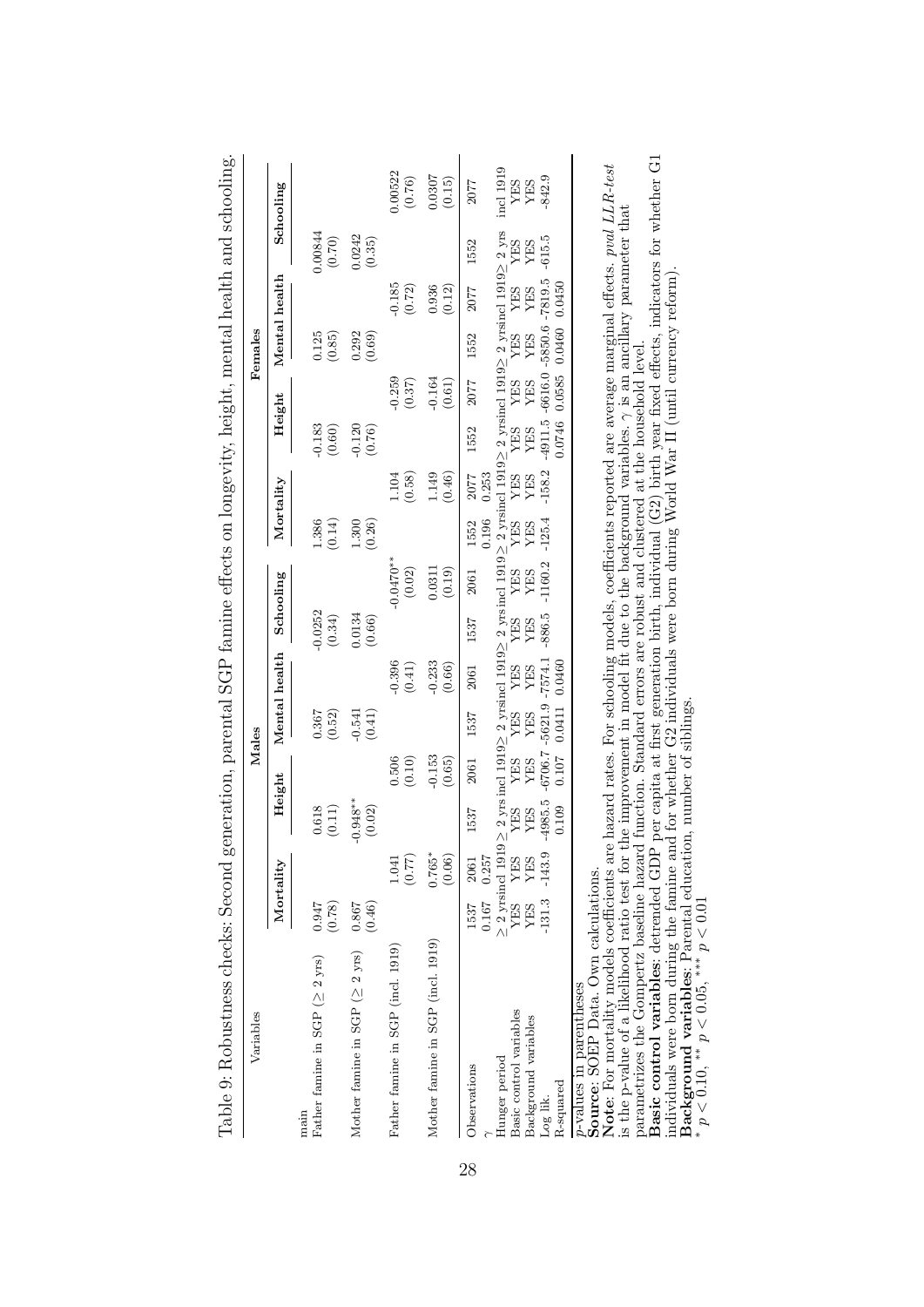Table 9: Robustness checks: Second generation, parental SGP famine effects on longevity, height, mental health and schooling.

| Variables | Males | | | | | | | | Females | | | | | | | |
|---|---|---|---|---|---|---|---|---|---|---|---|---|---|---|---|---|
| | Mortality | | Height | | Mental health | | Schooling | | Mortality | | Height | | Mental health | | Schooling | |
| main | | | | | | | | | | | | | | | | |
| Father famine in SGP (≥ 2 yrs) | 0.947 | | 0.618 | | 0.367 | | -0.0252 | | 1.386 | | -0.183 | | 0.125 | | 0.00844 | |
| | (0.78) | | (0.11) | | (0.52) | | (0.34) | | (0.14) | | (0.60) | | (0.85) | | (0.70) | |
| Mother famine in SGP (≥ 2 yrs) | 0.867 | | -0.948** | | -0.541 | | 0.0134 | | 1.300 | | -0.120 | | 0.292 | | 0.0242 | |
| | (0.46) | | (0.02) | | (0.41) | | (0.66) | | (0.26) | | (0.76) | | (0.69) | | (0.35) | |
| Father famine in SGP (incl. 1919) | | 1.041 | | 0.506 | | -0.396 | | -0.0470** | | 1.104 | | -0.259 | | -0.185 | | 0.00522 |
| | | (0.77) | | (0.10) | | (0.41) | | (0.02) | | (0.58) | | (0.37) | | (0.72) | | (0.76) |
| Mother famine in SGP (incl. 1919) | | 0.765* | | -0.153 | | -0.233 | | 0.0311 | | 1.149 | | -0.164 | | 0.936 | | 0.0307 |
| | | (0.06) | | (0.65) | | (0.66) | | (0.19) | | (0.46) | | (0.61) | | (0.12) | | (0.15) |
| Observations | 1537 | 2061 | 1537 | 2061 | 1537 | 2061 | 1537 | 2061 | 1552 | 2077 | 1552 | 2077 | 1552 | 2077 | 1552 | 2077 |
| $\gamma$ | 0.167 | 0.257 | | | | | | | 0.196 | 0.253 | | | | | | |
| Hunger period | ≥ 2 yrs | incl 1919 | ≥ 2 yrs | incl 1919 | ≥ 2 yrs | incl 1919 | ≥ 2 yrs | incl 1919 | ≥ 2 yrs | incl 1919 | ≥ 2 yrs | incl 1919 | ≥ 2 yrs | incl 1919 | ≥ 2 yrs | incl 1919 |
| Basic control variables | YES | YES | YES | YES | YES | YES | YES | YES | YES | YES | YES | YES | YES | YES | YES | YES |
| Background variables | YES | YES | YES | YES | YES | YES | YES | YES | YES | YES | YES | YES | YES | YES | YES | YES |
| Log lik. | -131.3 | -143.9 | -4985.5 | -6706.7 | -5621.9 | -7574.1 | -886.5 | -1160.2 | -125.4 | -158.2 | -4911.5 | -6616.0 | -5850.6 | -7819.5 | -615.5 | -842.9 |
| R-squared | | | 0.109 | 0.107 | 0.0411 | 0.0460 | | | | | 0.0746 | 0.0585 | 0.0460 | 0.0450 | | |

*p*-values in parentheses

**Source**: SOEP Data. Own calculations.

**Note**: For mortality models coefficients are hazard rates. For schooling models, coefficients reported are average marginal effects. *pval LLR-test* is the p-value of a likelihood ratio test for the improvement in model fit due to the background variables. $\gamma$ is an ancillary parameter that parametrizes the Gompertz baseline hazard function. Standard errors are robust and clustered at the household level.

**Basic control variables**: detrended GDP per capita at first generation birth, individual (G2) birth year fixed effects, indicators for whether G1 individuals were born during the famine and for whether G2 individuals were born during World War II (until currency reform).

**Background variables**: Parental education, number of siblings.

* $p < 0.10$, ** $p < 0.05$, *** $p < 0.01$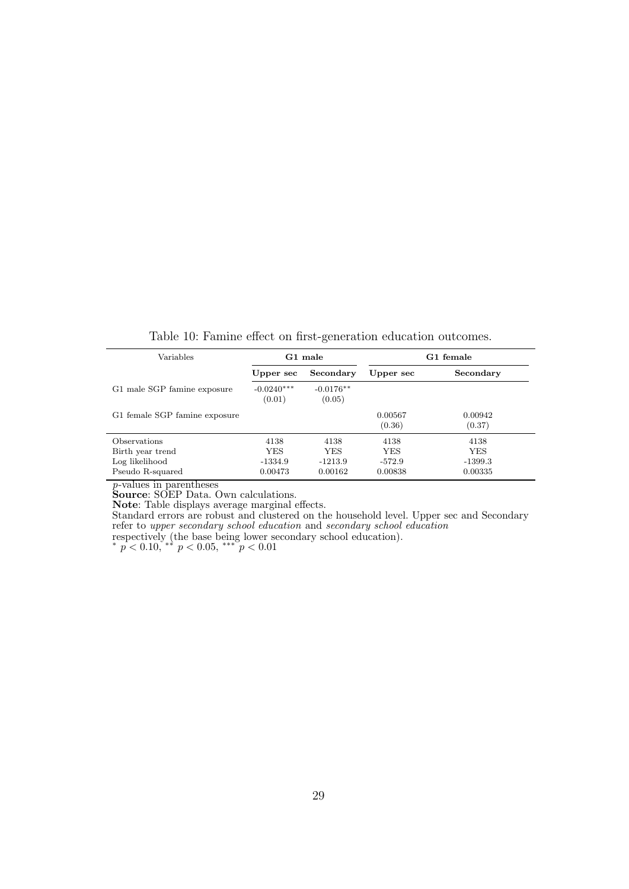Table 10: Famine effect on first-generation education outcomes.

| Variables | G1 male | | G1 female | |
|---|---|---|---|---|
| | **Upper sec** | **Secondary** | **Upper sec** | **Secondary** |
| G1 male SGP famine exposure | $-0.0240^{***}$ (0.01) | $-0.0176^{**}$ (0.05) | | |
| G1 female SGP famine exposure | | | 0.00567 (0.36) | 0.00942 (0.37) |
| Observations | 4138 | 4138 | 4138 | 4138 |
| Birth year trend | YES | YES | YES | YES |
| Log likelihood | -1334.9 | -1213.9 | -572.9 | -1399.3 |
| Pseudo R-squared | 0.00473 | 0.00162 | 0.00838 | 0.00335 |

*p*-values in parentheses

**Source**: SOEP Data. Own calculations.

**Note**: Table displays average marginal effects.

Standard errors are robust and clustered on the household level. Upper sec and Secondary refer to *upper secondary school education* and *secondary school education* respectively (the base being lower secondary school education).

$^{*}$ $p < 0.10$, $^{**}$ $p < 0.05$, $^{***}$ $p < 0.01$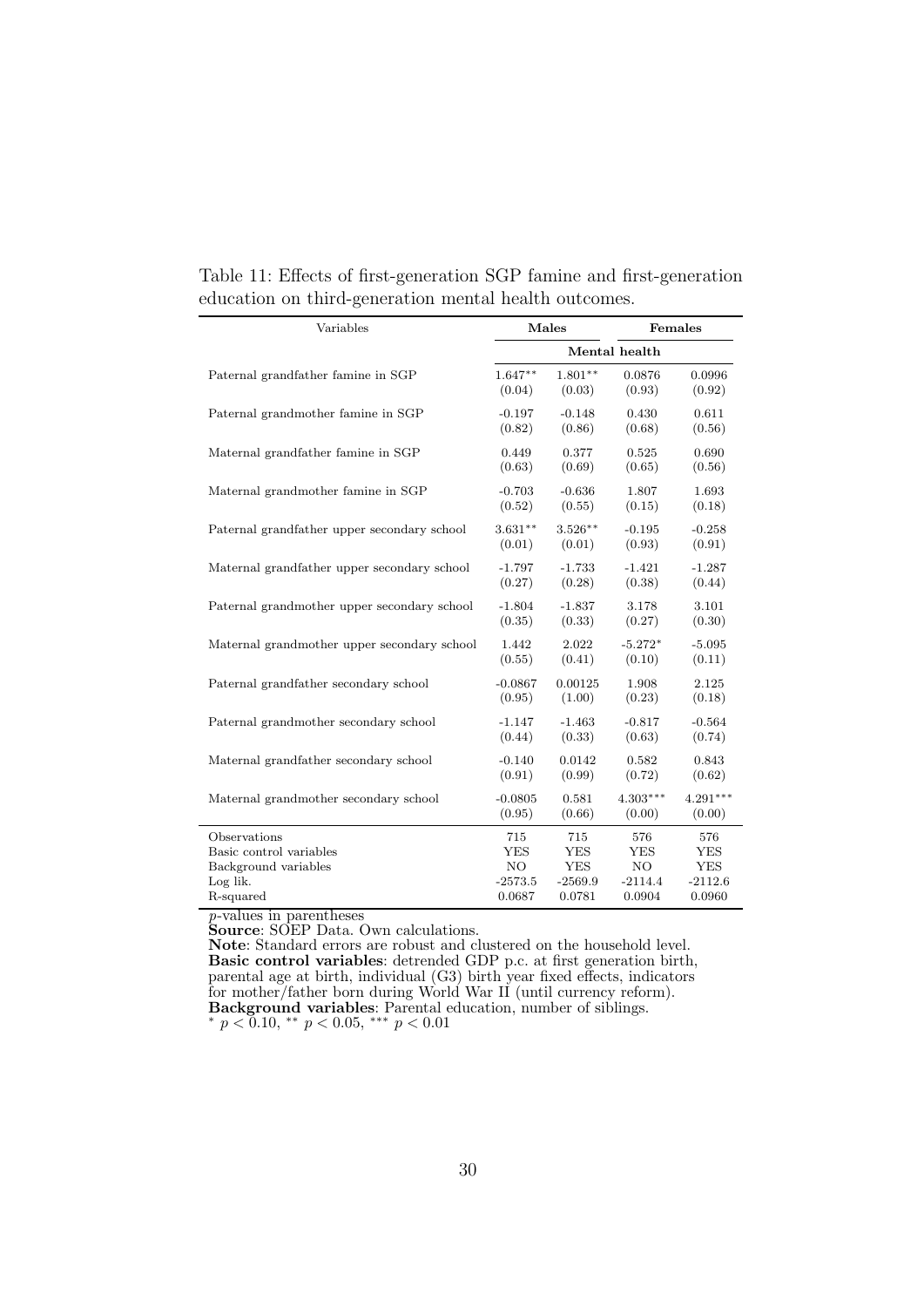Table 11: Effects of first-generation SGP famine and first-generation education on third-generation mental health outcomes.

| Variables | Males | | Females | |
|---|---|---|---|---|
| | Mental health | | | |
| Paternal grandfather famine in SGP | 1.647** | 1.801** | 0.0876 | 0.0996 |
| | (0.04) | (0.03) | (0.93) | (0.92) |
| Paternal grandmother famine in SGP | -0.197 | -0.148 | 0.430 | 0.611 |
| | (0.82) | (0.86) | (0.68) | (0.56) |
| Maternal grandfather famine in SGP | 0.449 | 0.377 | 0.525 | 0.690 |
| | (0.63) | (0.69) | (0.65) | (0.56) |
| Maternal grandmother famine in SGP | -0.703 | -0.636 | 1.807 | 1.693 |
| | (0.52) | (0.55) | (0.15) | (0.18) |
| Paternal grandfather upper secondary school | 3.631** | 3.526** | -0.195 | -0.258 |
| | (0.01) | (0.01) | (0.93) | (0.91) |
| Maternal grandfather upper secondary school | -1.797 | -1.733 | -1.421 | -1.287 |
| | (0.27) | (0.28) | (0.38) | (0.44) |
| Paternal grandmother upper secondary school | -1.804 | -1.837 | 3.178 | 3.101 |
| | (0.35) | (0.33) | (0.27) | (0.30) |
| Maternal grandmother upper secondary school | 1.442 | 2.022 | -5.272* | -5.095 |
| | (0.55) | (0.41) | (0.10) | (0.11) |
| Paternal grandfather secondary school | -0.0867 | 0.00125 | 1.908 | 2.125 |
| | (0.95) | (1.00) | (0.23) | (0.18) |
| Paternal grandmother secondary school | -1.147 | -1.463 | -0.817 | -0.564 |
| | (0.44) | (0.33) | (0.63) | (0.74) |
| Maternal grandfather secondary school | -0.140 | 0.0142 | 0.582 | 0.843 |
| | (0.91) | (0.99) | (0.72) | (0.62) |
| Maternal grandmother secondary school | -0.0805 | 0.581 | 4.303*** | 4.291*** |
| | (0.95) | (0.66) | (0.00) | (0.00) |
| Observations | 715 | 715 | 576 | 576 |
| Basic control variables | YES | YES | YES | YES |
| Background variables | NO | YES | NO | YES |
| Log lik. | -2573.5 | -2569.9 | -2114.4 | -2112.6 |
| R-squared | 0.0687 | 0.0781 | 0.0904 | 0.0960 |

*p*-values in parentheses

**Source**: SOEP Data. Own calculations.

**Note**: Standard errors are robust and clustered on the household level.

**Basic control variables**: detrended GDP p.c. at first generation birth, parental age at birth, individual (G3) birth year fixed effects, indicators for mother/father born during World War II (until currency reform).

**Background variables**: Parental education, number of siblings.

$^{*}$ $p < 0.10$, $^{**}$ $p < 0.05$, $^{***}$ $p < 0.01$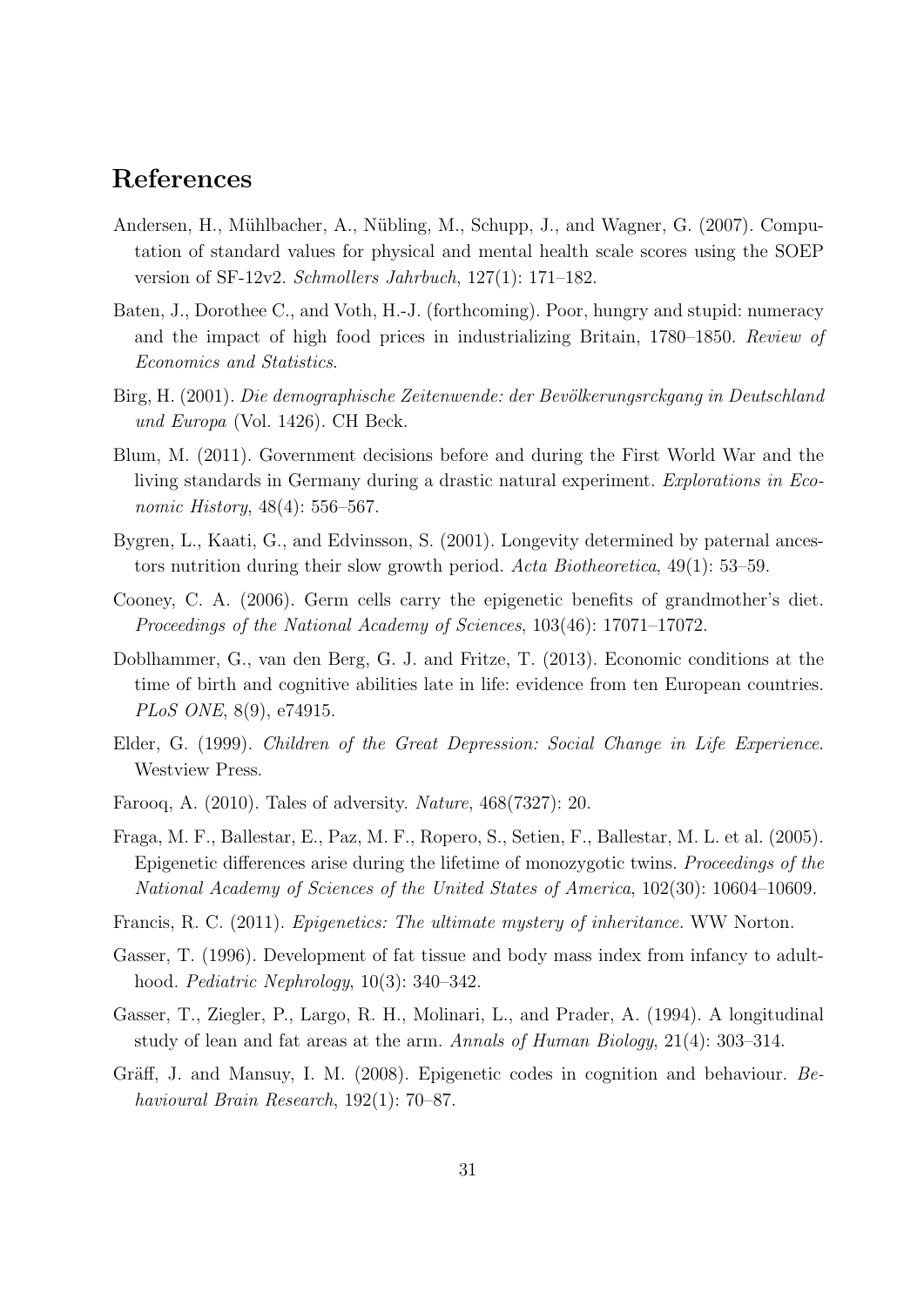## References

Andersen, H., Mühlbacher, A., Nübling, M., Schupp, J., and Wagner, G. (2007). Computation of standard values for physical and mental health scale scores using the SOEP version of SF-12v2. *Schmollers Jahrbuch*, 127(1): 171–182.

Baten, J., Dorothee C., and Voth, H.-J. (forthcoming). Poor, hungry and stupid: numeracy and the impact of high food prices in industrializing Britain, 1780–1850. *Review of Economics and Statistics*.

Birg, H. (2001). *Die demographische Zeitenwende: der Bevölkerungsrckgang in Deutschland und Europa* (Vol. 1426). CH Beck.

Blum, M. (2011). Government decisions before and during the First World War and the living standards in Germany during a drastic natural experiment. *Explorations in Economic History*, 48(4): 556–567.

Bygren, L., Kaati, G., and Edvinsson, S. (2001). Longevity determined by paternal ancestors nutrition during their slow growth period. *Acta Biotheoretica*, 49(1): 53–59.

Cooney, C. A. (2006). Germ cells carry the epigenetic benefits of grandmother's diet. *Proceedings of the National Academy of Sciences*, 103(46): 17071–17072.

Doblhammer, G., van den Berg, G. J. and Fritze, T. (2013). Economic conditions at the time of birth and cognitive abilities late in life: evidence from ten European countries. *PLoS ONE*, 8(9), e74915.

Elder, G. (1999). *Children of the Great Depression: Social Change in Life Experience*. Westview Press.

Farooq, A. (2010). Tales of adversity. *Nature*, 468(7327): 20.

Fraga, M. F., Ballestar, E., Paz, M. F., Ropero, S., Setien, F., Ballestar, M. L. et al. (2005). Epigenetic differences arise during the lifetime of monozygotic twins. *Proceedings of the National Academy of Sciences of the United States of America*, 102(30): 10604–10609.

Francis, R. C. (2011). *Epigenetics: The ultimate mystery of inheritance.* WW Norton.

Gasser, T. (1996). Development of fat tissue and body mass index from infancy to adulthood. *Pediatric Nephrology*, 10(3): 340–342.

Gasser, T., Ziegler, P., Largo, R. H., Molinari, L., and Prader, A. (1994). A longitudinal study of lean and fat areas at the arm. *Annals of Human Biology*, 21(4): 303–314.

Gräff, J. and Mansuy, I. M. (2008). Epigenetic codes in cognition and behaviour. *Behavioural Brain Research*, 192(1): 70–87.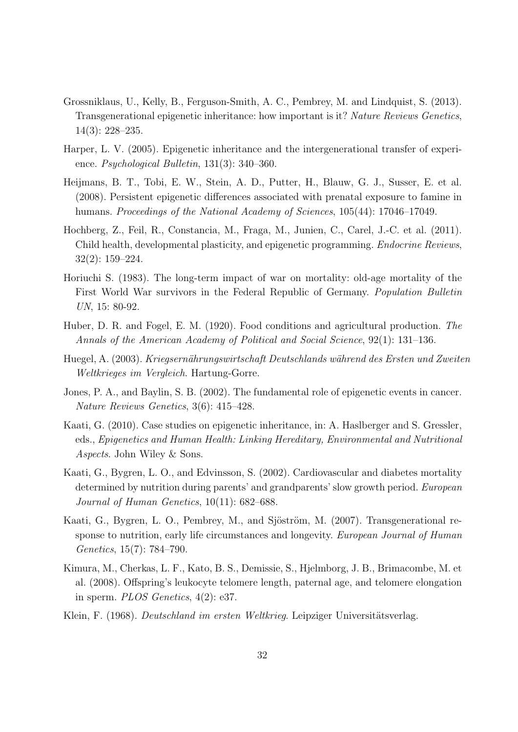Grossniklaus, U., Kelly, B., Ferguson-Smith, A. C., Pembrey, M. and Lindquist, S. (2013). Transgenerational epigenetic inheritance: how important is it? *Nature Reviews Genetics*, 14(3): 228–235.

Harper, L. V. (2005). Epigenetic inheritance and the intergenerational transfer of experience. *Psychological Bulletin*, 131(3): 340–360.

Heijmans, B. T., Tobi, E. W., Stein, A. D., Putter, H., Blauw, G. J., Susser, E. et al. (2008). Persistent epigenetic differences associated with prenatal exposure to famine in humans. *Proceedings of the National Academy of Sciences*, 105(44): 17046–17049.

Hochberg, Z., Feil, R., Constancia, M., Fraga, M., Junien, C., Carel, J.-C. et al. (2011). Child health, developmental plasticity, and epigenetic programming. *Endocrine Reviews*, 32(2): 159–224.

Horiuchi S. (1983). The long-term impact of war on mortality: old-age mortality of the First World War survivors in the Federal Republic of Germany. *Population Bulletin UN*, 15: 80-92.

Huber, D. R. and Fogel, E. M. (1920). Food conditions and agricultural production. *The Annals of the American Academy of Political and Social Science*, 92(1): 131–136.

Huegel, A. (2003). *Kriegsernährungswirtschaft Deutschlands während des Ersten und Zweiten Weltkrieges im Vergleich*. Hartung-Gorre.

Jones, P. A., and Baylin, S. B. (2002). The fundamental role of epigenetic events in cancer. *Nature Reviews Genetics*, 3(6): 415–428.

Kaati, G. (2010). Case studies on epigenetic inheritance, in: A. Haslberger and S. Gressler, eds., *Epigenetics and Human Health: Linking Hereditary, Environmental and Nutritional Aspects*. John Wiley & Sons.

Kaati, G., Bygren, L. O., and Edvinsson, S. (2002). Cardiovascular and diabetes mortality determined by nutrition during parents' and grandparents' slow growth period. *European Journal of Human Genetics*, 10(11): 682–688.

Kaati, G., Bygren, L. O., Pembrey, M., and Sjöström, M. (2007). Transgenerational response to nutrition, early life circumstances and longevity. *European Journal of Human Genetics*, 15(7): 784–790.

Kimura, M., Cherkas, L. F., Kato, B. S., Demissie, S., Hjelmborg, J. B., Brimacombe, M. et al. (2008). Offspring's leukocyte telomere length, paternal age, and telomere elongation in sperm. *PLOS Genetics*, 4(2): e37.

Klein, F. (1968). *Deutschland im ersten Weltkrieg*. Leipziger Universitätsverlag.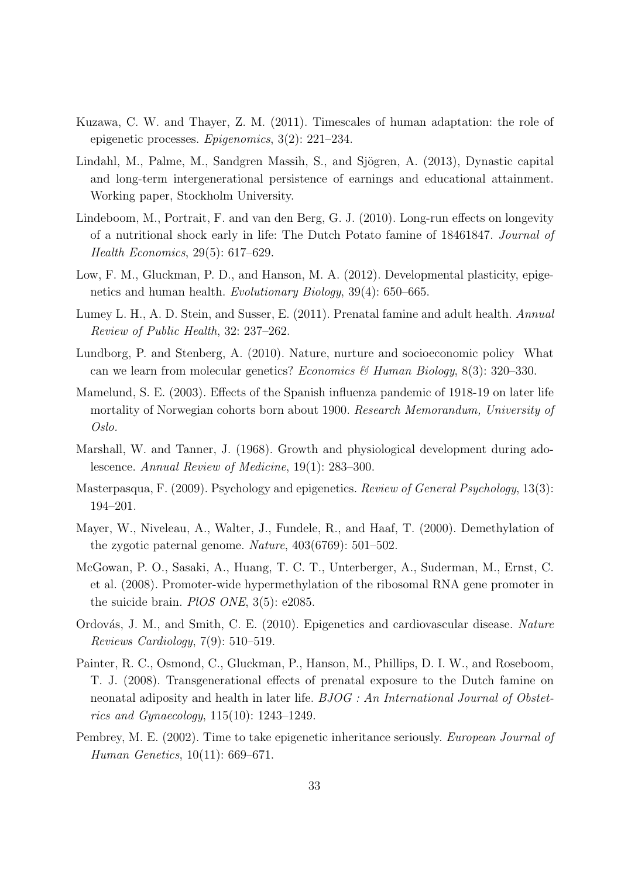Kuzawa, C. W. and Thayer, Z. M. (2011). Timescales of human adaptation: the role of epigenetic processes. *Epigenomics*, 3(2): 221–234.

Lindahl, M., Palme, M., Sandgren Massih, S., and Sjögren, A. (2013), Dynastic capital and long-term intergenerational persistence of earnings and educational attainment. Working paper, Stockholm University.

Lindeboom, M., Portrait, F. and van den Berg, G. J. (2010). Long-run effects on longevity of a nutritional shock early in life: The Dutch Potato famine of 18461847. *Journal of Health Economics*, 29(5): 617–629.

Low, F. M., Gluckman, P. D., and Hanson, M. A. (2012). Developmental plasticity, epigenetics and human health. *Evolutionary Biology*, 39(4): 650–665.

Lumey L. H., A. D. Stein, and Susser, E. (2011). Prenatal famine and adult health. *Annual Review of Public Health*, 32: 237–262.

Lundborg, P. and Stenberg, A. (2010). Nature, nurture and socioeconomic policy What can we learn from molecular genetics? *Economics & Human Biology*, 8(3): 320–330.

Mamelund, S. E. (2003). Effects of the Spanish influenza pandemic of 1918-19 on later life mortality of Norwegian cohorts born about 1900. *Research Memorandum, University of Oslo.*

Marshall, W. and Tanner, J. (1968). Growth and physiological development during adolescence. *Annual Review of Medicine*, 19(1): 283–300.

Masterpasqua, F. (2009). Psychology and epigenetics. *Review of General Psychology*, 13(3): 194–201.

Mayer, W., Niveleau, A., Walter, J., Fundele, R., and Haaf, T. (2000). Demethylation of the zygotic paternal genome. *Nature*, 403(6769): 501–502.

McGowan, P. O., Sasaki, A., Huang, T. C. T., Unterberger, A., Suderman, M., Ernst, C. et al. (2008). Promoter-wide hypermethylation of the ribosomal RNA gene promoter in the suicide brain. *PlOS ONE*, 3(5): e2085.

Ordovás, J. M., and Smith, C. E. (2010). Epigenetics and cardiovascular disease. *Nature Reviews Cardiology*, 7(9): 510–519.

Painter, R. C., Osmond, C., Gluckman, P., Hanson, M., Phillips, D. I. W., and Roseboom, T. J. (2008). Transgenerational effects of prenatal exposure to the Dutch famine on neonatal adiposity and health in later life. *BJOG : An International Journal of Obstetrics and Gynaecology*, 115(10): 1243–1249.

Pembrey, M. E. (2002). Time to take epigenetic inheritance seriously. *European Journal of Human Genetics*, 10(11): 669–671.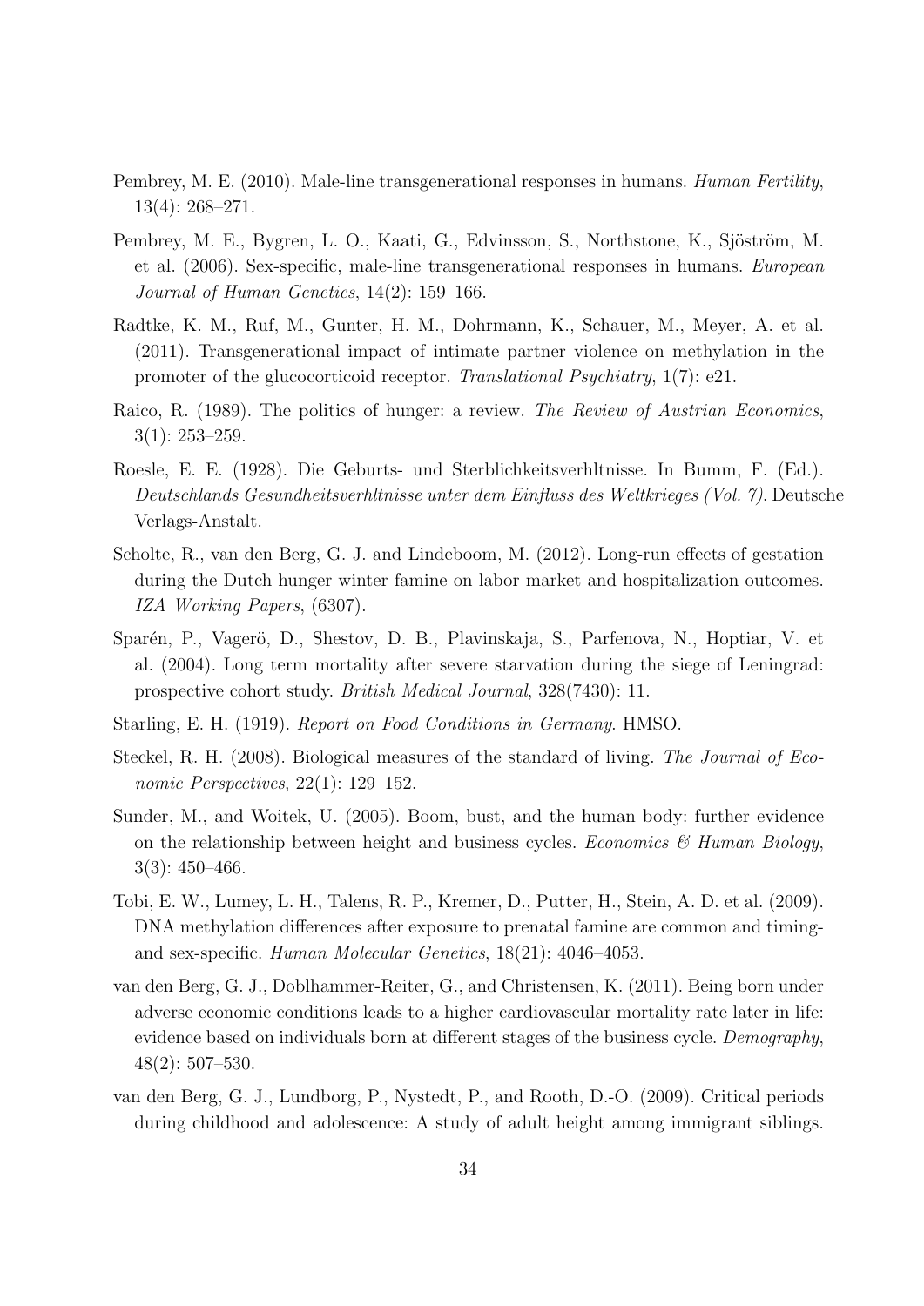Pembrey, M. E. (2010). Male-line transgenerational responses in humans. *Human Fertility*, 13(4): 268–271.

Pembrey, M. E., Bygren, L. O., Kaati, G., Edvinsson, S., Northstone, K., Sjöström, M. et al. (2006). Sex-specific, male-line transgenerational responses in humans. *European Journal of Human Genetics*, 14(2): 159–166.

Radtke, K. M., Ruf, M., Gunter, H. M., Dohrmann, K., Schauer, M., Meyer, A. et al. (2011). Transgenerational impact of intimate partner violence on methylation in the promoter of the glucocorticoid receptor. *Translational Psychiatry*, 1(7): e21.

Raico, R. (1989). The politics of hunger: a review. *The Review of Austrian Economics*, 3(1): 253–259.

Roesle, E. E. (1928). Die Geburts- und Sterblichkeitsverhltnisse. In Bumm, F. (Ed.). *Deutschlands Gesundheitsverhltnisse unter dem Einfluss des Weltkrieges (Vol. 7).* Deutsche Verlags-Anstalt.

Scholte, R., van den Berg, G. J. and Lindeboom, M. (2012). Long-run effects of gestation during the Dutch hunger winter famine on labor market and hospitalization outcomes. *IZA Working Papers*, (6307).

Sparén, P., Vagerö, D., Shestov, D. B., Plavinskaja, S., Parfenova, N., Hoptiar, V. et al. (2004). Long term mortality after severe starvation during the siege of Leningrad: prospective cohort study. *British Medical Journal*, 328(7430): 11.

Starling, E. H. (1919). *Report on Food Conditions in Germany*. HMSO.

Steckel, R. H. (2008). Biological measures of the standard of living. *The Journal of Economic Perspectives*, 22(1): 129–152.

Sunder, M., and Woitek, U. (2005). Boom, bust, and the human body: further evidence on the relationship between height and business cycles. *Economics & Human Biology*, 3(3): 450–466.

Tobi, E. W., Lumey, L. H., Talens, R. P., Kremer, D., Putter, H., Stein, A. D. et al. (2009). DNA methylation differences after exposure to prenatal famine are common and timing- and sex-specific. *Human Molecular Genetics*, 18(21): 4046–4053.

van den Berg, G. J., Doblhammer-Reiter, G., and Christensen, K. (2011). Being born under adverse economic conditions leads to a higher cardiovascular mortality rate later in life: evidence based on individuals born at different stages of the business cycle. *Demography*, 48(2): 507–530.

van den Berg, G. J., Lundborg, P., Nystedt, P., and Rooth, D.-O. (2009). Critical periods during childhood and adolescence: A study of adult height among immigrant siblings.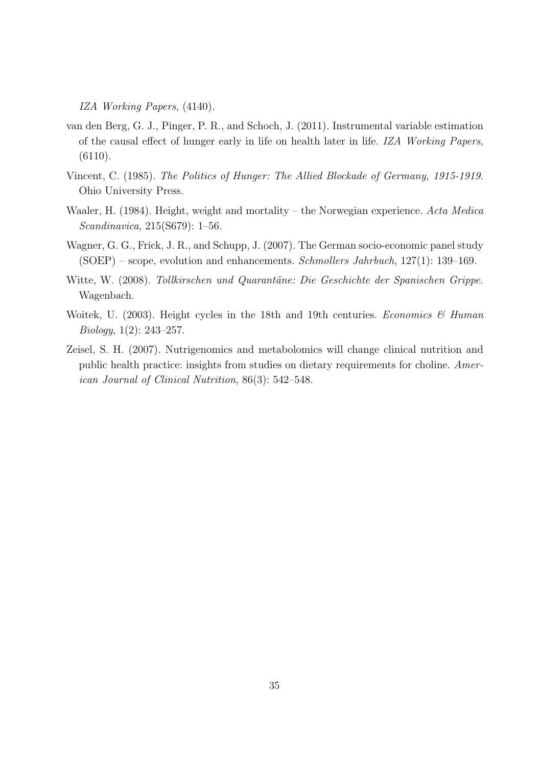*IZA Working Papers*, (4140).

van den Berg, G. J., Pinger, P. R., and Schoch, J. (2011). Instrumental variable estimation of the causal effect of hunger early in life on health later in life. *IZA Working Papers*, (6110).

Vincent, C. (1985). *The Politics of Hunger: The Allied Blockade of Germany, 1915-1919*. Ohio University Press.

Waaler, H. (1984). Height, weight and mortality – the Norwegian experience. *Acta Medica Scandinavica*, 215(S679): 1–56.

Wagner, G. G., Frick, J. R., and Schupp, J. (2007). The German socio-economic panel study (SOEP) – scope, evolution and enhancements. *Schmollers Jahrbuch*, 127(1): 139–169.

Witte, W. (2008). *Tollkirschen und Quarantäne: Die Geschichte der Spanischen Grippe*. Wagenbach.

Woitek, U. (2003). Height cycles in the 18th and 19th centuries. *Economics & Human Biology*, 1(2): 243–257.

Zeisel, S. H. (2007). Nutrigenomics and metabolomics will change clinical nutrition and public health practice: insights from studies on dietary requirements for choline. *American Journal of Clinical Nutrition*, 86(3): 542–548.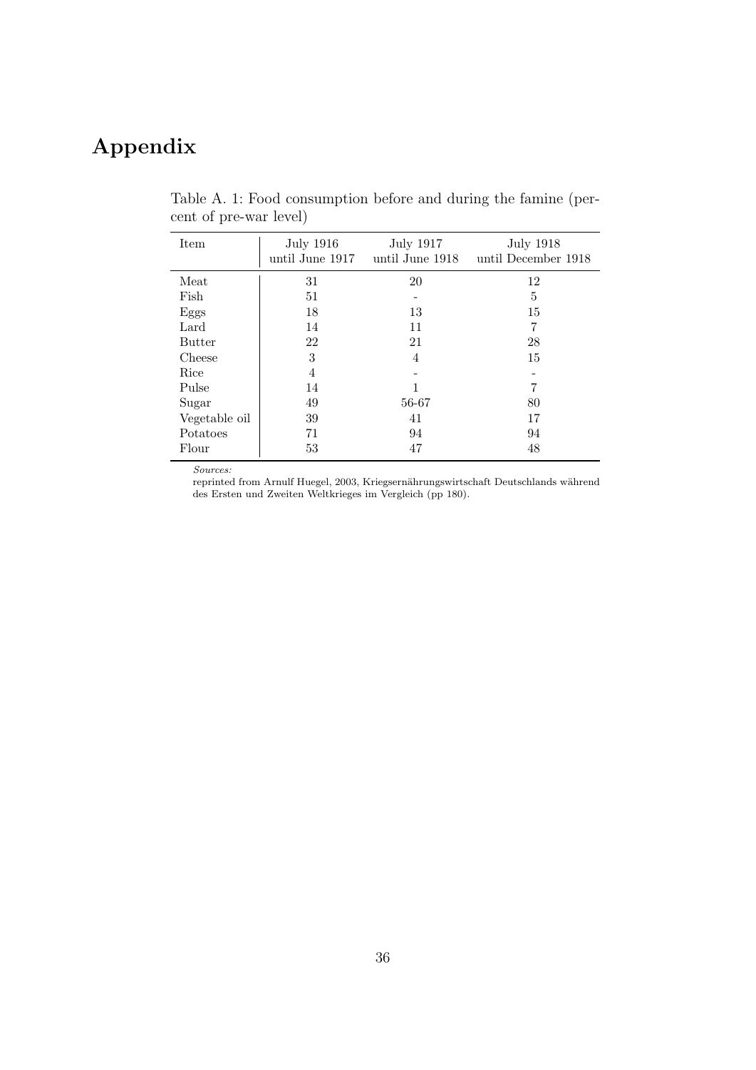# Appendix

Table A. 1: Food consumption before and during the famine (percent of pre-war level)

| Item | July 1916 until June 1917 | July 1917 until June 1918 | July 1918 until December 1918 |
|---|---|---|---|
| Meat | 31 | 20 | 12 |
| Fish | 51 | - | 5 |
| Eggs | 18 | 13 | 15 |
| Lard | 14 | 11 | 7 |
| Butter | 22 | 21 | 28 |
| Cheese | 3 | 4 | 15 |
| Rice | 4 | - | - |
| Pulse | 14 | 1 | 7 |
| Sugar | 49 | 56-67 | 80 |
| Vegetable oil | 39 | 41 | 17 |
| Potatoes | 71 | 94 | 94 |
| Flour | 53 | 47 | 48 |

*Sources:*
reprinted from Arnulf Huegel, 2003, Kriegsernährungswirtschaft Deutschlands während des Ersten und Zweiten Weltkrieges im Vergleich (pp 180).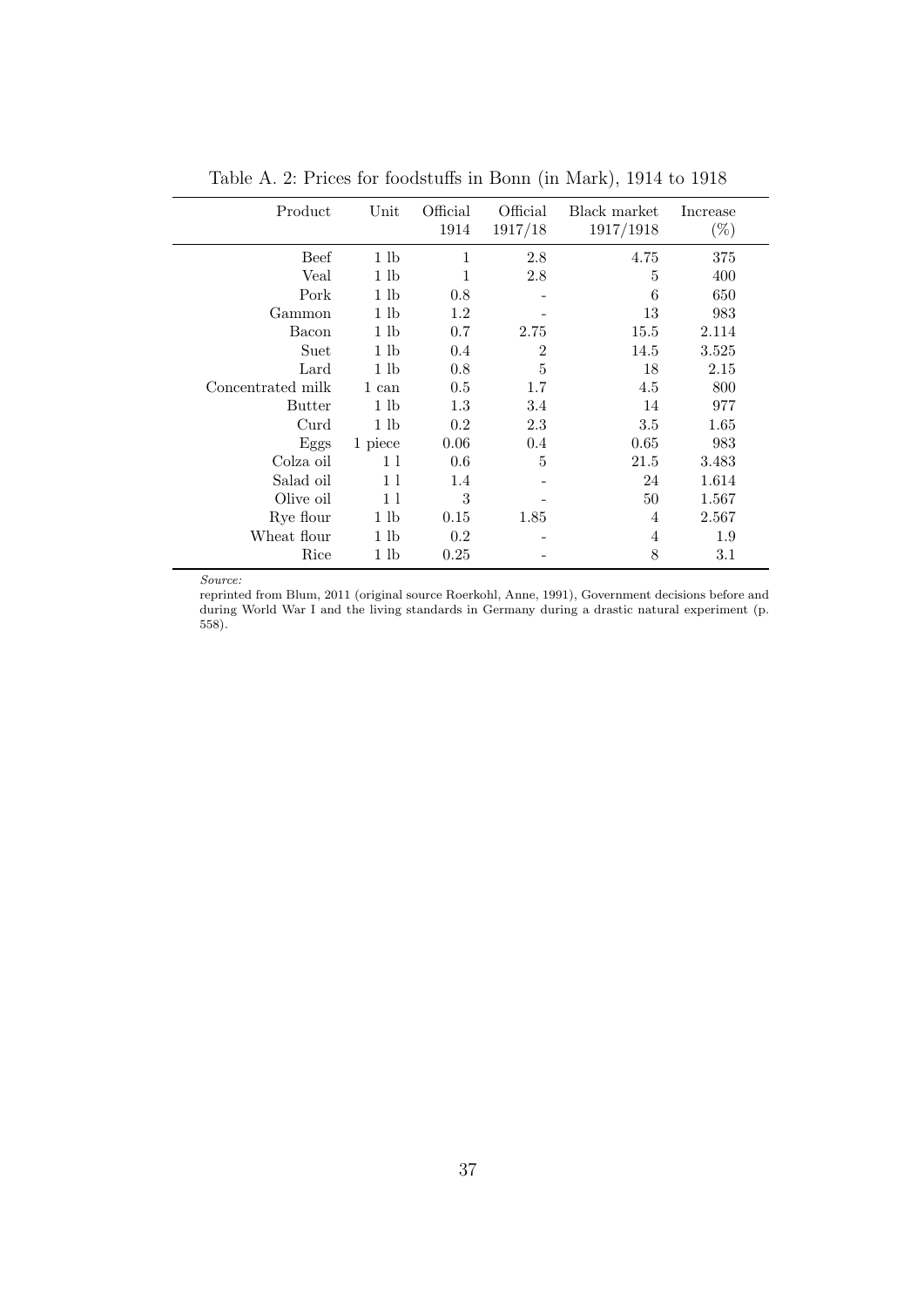Table A. 2: Prices for foodstuffs in Bonn (in Mark), 1914 to 1918

| Product | Unit | Official 1914 | Official 1917/18 | Black market 1917/1918 | Increase (%) |
|---|---|---|---|---|---|
| Beef | 1 lb | 1 | 2.8 | 4.75 | 375 |
| Veal | 1 lb | 1 | 2.8 | 5 | 400 |
| Pork | 1 lb | 0.8 | - | 6 | 650 |
| Gammon | 1 lb | 1.2 | - | 13 | 983 |
| Bacon | 1 lb | 0.7 | 2.75 | 15.5 | 2.114 |
| Suet | 1 lb | 0.4 | 2 | 14.5 | 3.525 |
| Lard | 1 lb | 0.8 | 5 | 18 | 2.15 |
| Concentrated milk | 1 can | 0.5 | 1.7 | 4.5 | 800 |
| Butter | 1 lb | 1.3 | 3.4 | 14 | 977 |
| Curd | 1 lb | 0.2 | 2.3 | 3.5 | 1.65 |
| Eggs | 1 piece | 0.06 | 0.4 | 0.65 | 983 |
| Colza oil | 1 l | 0.6 | 5 | 21.5 | 3.483 |
| Salad oil | 1 l | 1.4 | - | 24 | 1.614 |
| Olive oil | 1 l | 3 | - | 50 | 1.567 |
| Rye flour | 1 lb | 0.15 | 1.85 | 4 | 2.567 |
| Wheat flour | 1 lb | 0.2 | - | 4 | 1.9 |
| Rice | 1 lb | 0.25 | - | 8 | 3.1 |

*Source:*
reprinted from Blum, 2011 (original source Roerkohl, Anne, 1991), Government decisions before and during World War I and the living standards in Germany during a drastic natural experiment (p. 558).